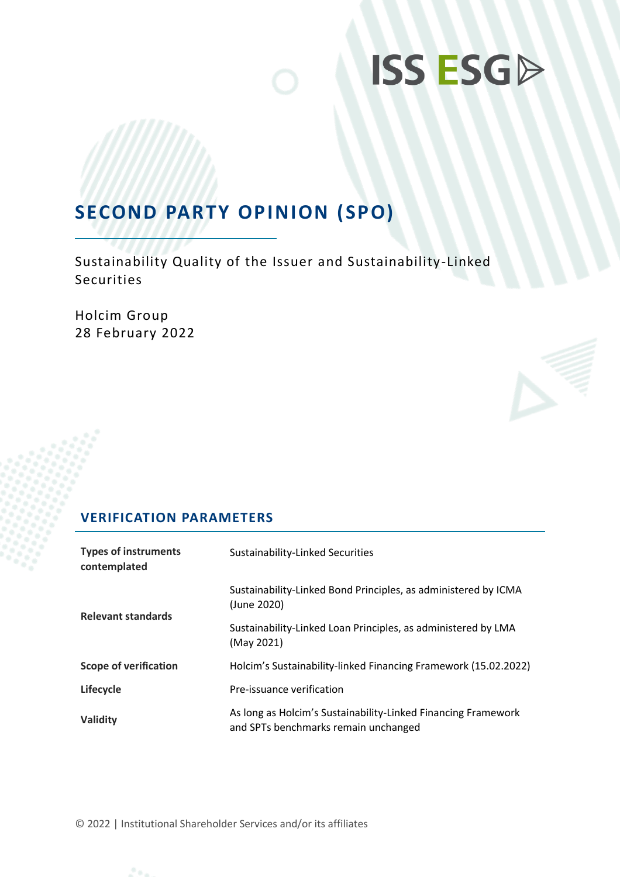ISS ESG

# SECOND PARTY OPINION (SPO)

Sustainability Quality of the Issuer and Sustainability-Linked Securities

Holcim Group
28 February 2022

## VERIFICATION PARAMETERS

| | |
|---|---|
| **Types of instruments contemplated** | Sustainability-Linked Securities |
| **Relevant standards** | Sustainability-Linked Bond Principles, as administered by ICMA (June 2020)<br><br>Sustainability-Linked Loan Principles, as administered by LMA (May 2021) |
| **Scope of verification** | Holcim's Sustainability-linked Financing Framework (15.02.2022) |
| **Lifecycle** | Pre-issuance verification |
| **Validity** | As long as Holcim's Sustainability-Linked Financing Framework and SPTs benchmarks remain unchanged |

© 2022 | Institutional Shareholder Services and/or its affiliates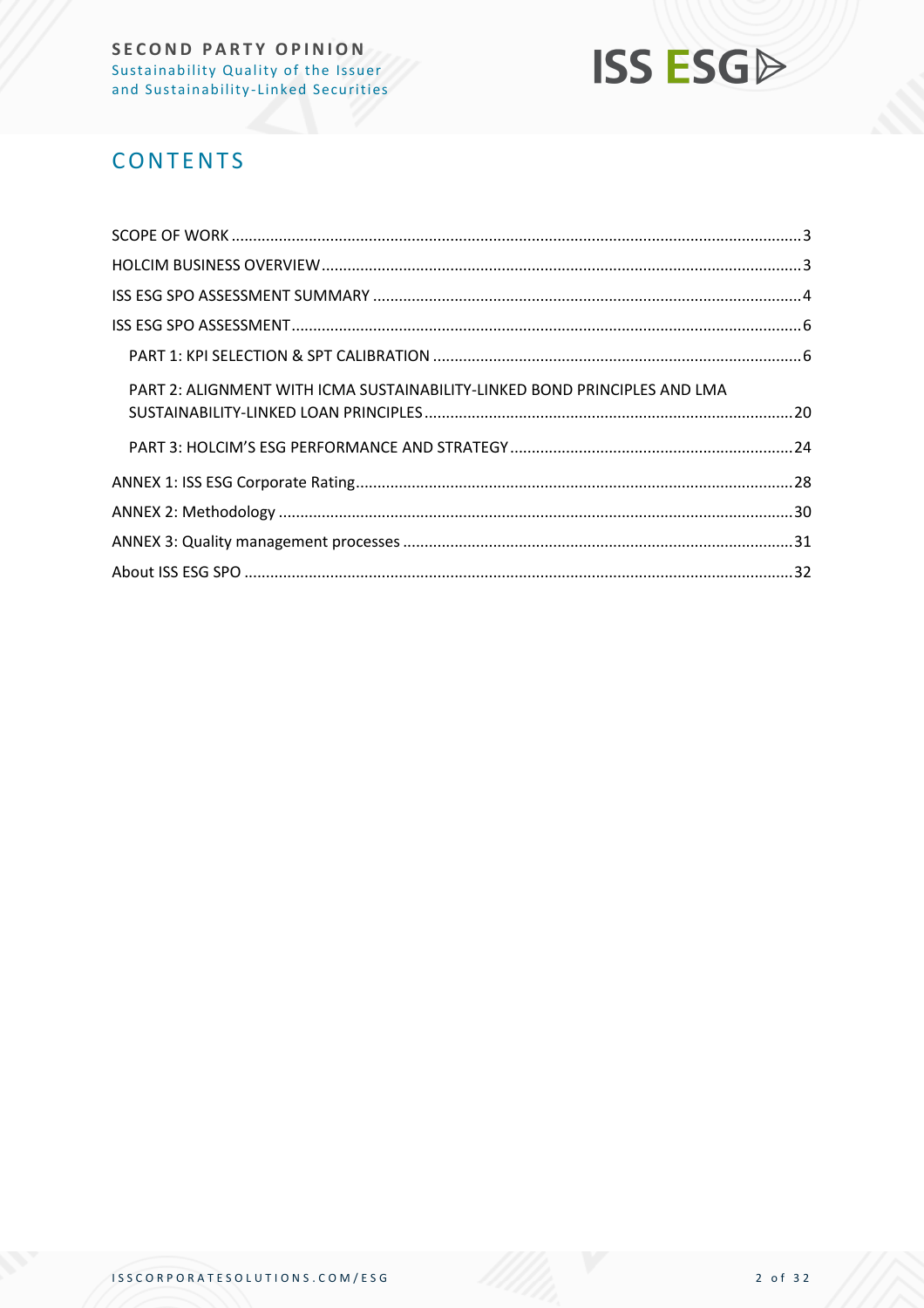# CONTENTS

SCOPE OF WORK ............................................................................................................................ 3

HOLCIM BUSINESS OVERVIEW ....................................................................................................... 3

ISS ESG SPO ASSESSMENT SUMMARY ............................................................................................ 4

ISS ESG SPO ASSESSMENT ............................................................................................................... 6

- PART 1: KPI SELECTION & SPT CALIBRATION ................................................................................ 6
- PART 2: ALIGNMENT WITH ICMA SUSTAINABILITY-LINKED BOND PRINCIPLES AND LMA SUSTAINABILITY-LINKED LOAN PRINCIPLES ................................................................................ 20
- PART 3: HOLCIM'S ESG PERFORMANCE AND STRATEGY ............................................................ 24

ANNEX 1: ISS ESG Corporate Rating ................................................................................................ 28

ANNEX 2: Methodology ................................................................................................................... 30

ANNEX 3: Quality management processes ....................................................................................... 31

About ISS ESG SPO ........................................................................................................................... 32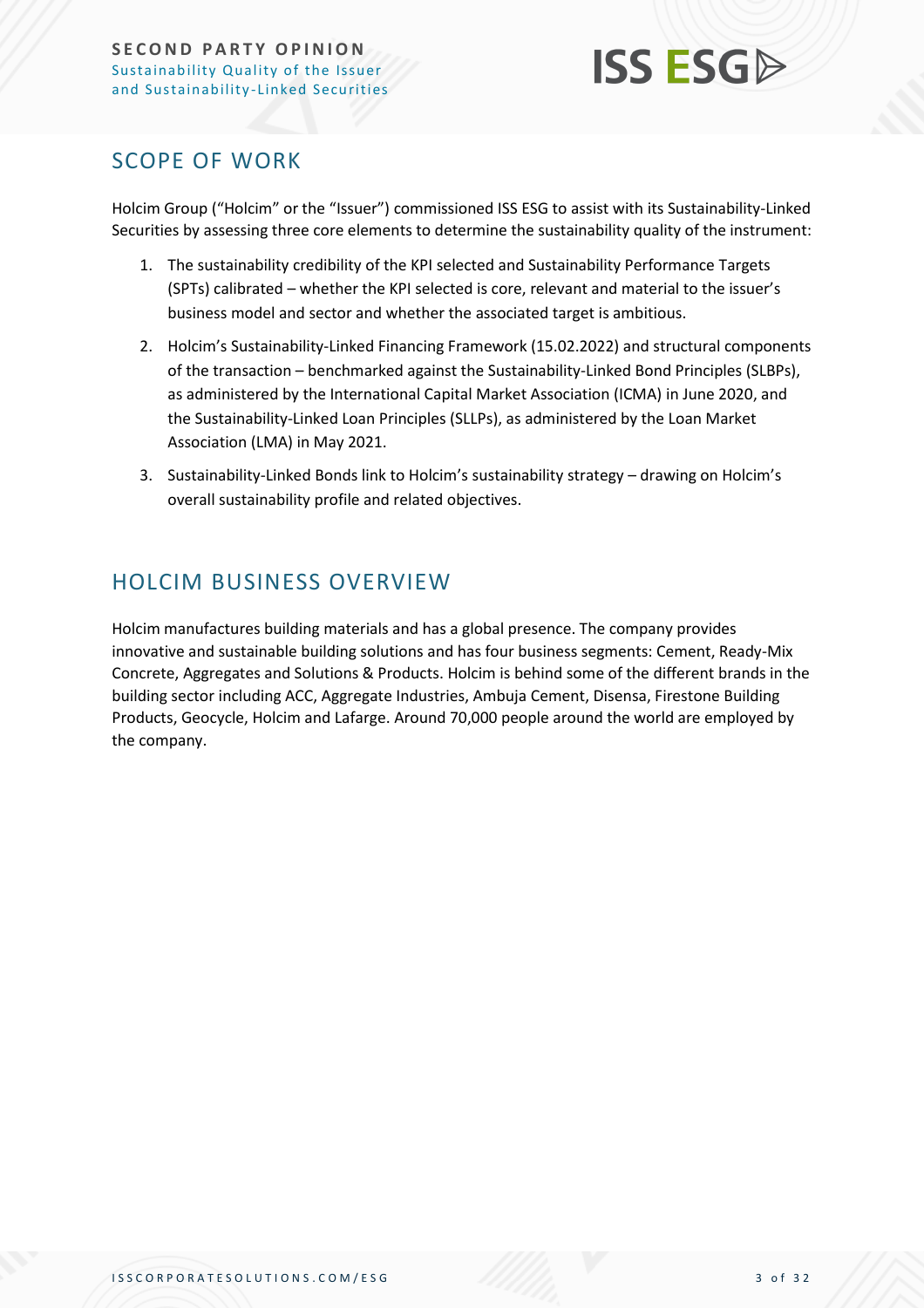## SCOPE OF WORK

Holcim Group ("Holcim" or the "Issuer") commissioned ISS ESG to assist with its Sustainability-Linked Securities by assessing three core elements to determine the sustainability quality of the instrument:

1. The sustainability credibility of the KPI selected and Sustainability Performance Targets (SPTs) calibrated – whether the KPI selected is core, relevant and material to the issuer's business model and sector and whether the associated target is ambitious.
2. Holcim's Sustainability-Linked Financing Framework (15.02.2022) and structural components of the transaction – benchmarked against the Sustainability-Linked Bond Principles (SLBPs), as administered by the International Capital Market Association (ICMA) in June 2020, and the Sustainability-Linked Loan Principles (SLLPs), as administered by the Loan Market Association (LMA) in May 2021.
3. Sustainability-Linked Bonds link to Holcim's sustainability strategy – drawing on Holcim's overall sustainability profile and related objectives.

## HOLCIM BUSINESS OVERVIEW

Holcim manufactures building materials and has a global presence. The company provides innovative and sustainable building solutions and has four business segments: Cement, Ready-Mix Concrete, Aggregates and Solutions & Products. Holcim is behind some of the different brands in the building sector including ACC, Aggregate Industries, Ambuja Cement, Disensa, Firestone Building Products, Geocycle, Holcim and Lafarge. Around 70,000 people around the world are employed by the company.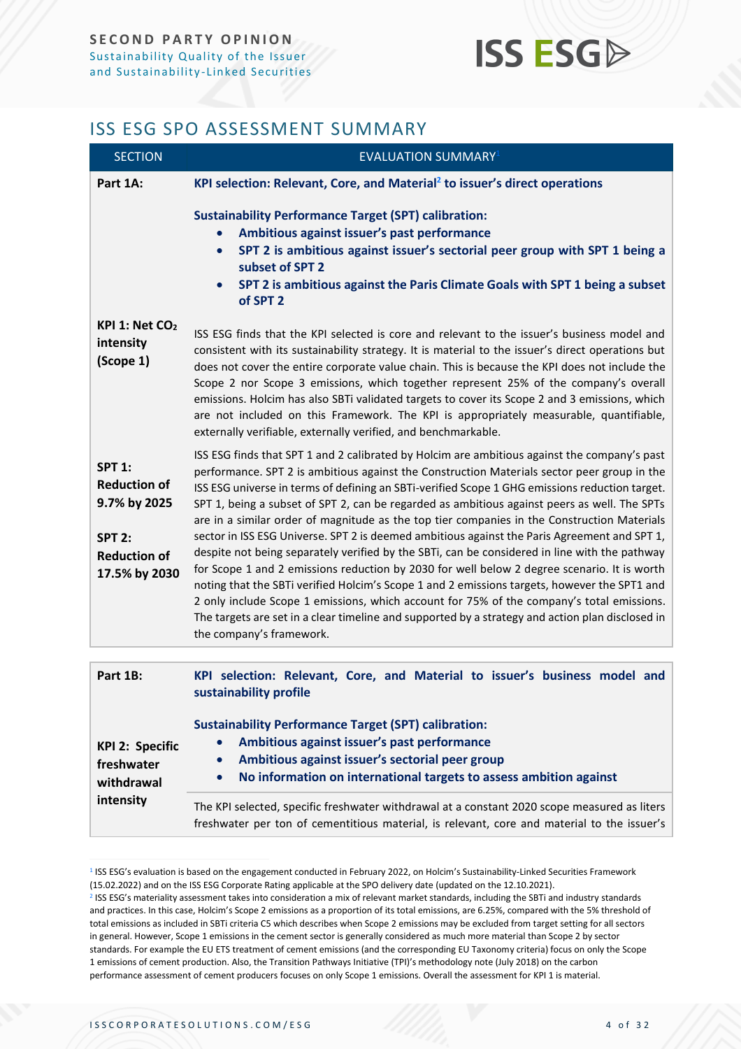## ISS ESG SPO ASSESSMENT SUMMARY

| SECTION | EVALUATION SUMMARY[1] |
|---|---|
| **Part 1A:** | **KPI selection: Relevant, Core, and Material[2] to issuer's direct operations**<br><br>**Sustainability Performance Target (SPT) calibration:**<br>• **Ambitious against issuer's past performance**<br>• **SPT 2 is ambitious against issuer's sectorial peer group with SPT 1 being a subset of SPT 2**<br>• **SPT 2 is ambitious against the Paris Climate Goals with SPT 1 being a subset of SPT 2** |
| **KPI 1: Net $CO_2$ intensity (Scope 1)** | ISS ESG finds that the KPI selected is core and relevant to the issuer's business model and consistent with its sustainability strategy. It is material to the issuer's direct operations but does not cover the entire corporate value chain. This is because the KPI does not include the Scope 2 nor Scope 3 emissions, which together represent 25% of the company's overall emissions. Holcim has also SBTi validated targets to cover its Scope 2 and 3 emissions, which are not included on this Framework. The KPI is appropriately measurable, quantifiable, externally verifiable, externally verified, and benchmarkable. |
| **SPT 1: Reduction of 9.7% by 2025**<br><br>**SPT 2: Reduction of 17.5% by 2030** | ISS ESG finds that SPT 1 and 2 calibrated by Holcim are ambitious against the company's past performance. SPT 2 is ambitious against the Construction Materials sector peer group in the ISS ESG universe in terms of defining an SBTi-verified Scope 1 GHG emissions reduction target. SPT 1, being a subset of SPT 2, can be regarded as ambitious against peers as well. The SPTs are in a similar order of magnitude as the top tier companies in the Construction Materials sector in ISS ESG Universe. SPT 2 is deemed ambitious against the Paris Agreement and SPT 1, despite not being separately verified by the SBTi, can be considered in line with the pathway for Scope 1 and 2 emissions reduction by 2030 for well below 2 degree scenario. It is worth noting that the SBTi verified Holcim's Scope 1 and 2 emissions targets, however the SPT1 and 2 only include Scope 1 emissions, which account for 75% of the company's total emissions. The targets are set in a clear timeline and supported by a strategy and action plan disclosed in the company's framework. |
| **Part 1B:** | **KPI selection: Relevant, Core, and Material to issuer's business model and sustainability profile** |
| **KPI 2: Specific freshwater withdrawal intensity** | **Sustainability Performance Target (SPT) calibration:**<br>• **Ambitious against issuer's past performance**<br>• **Ambitious against issuer's sectorial peer group**<br>• **No information on international targets to assess ambition against**<br><br>The KPI selected, specific freshwater withdrawal at a constant 2020 scope measured as liters freshwater per ton of cementitious material, is relevant, core and material to the issuer's |

[1] ISS ESG's evaluation is based on the engagement conducted in February 2022, on Holcim's Sustainability-Linked Securities Framework (15.02.2022) and on the ISS ESG Corporate Rating applicable at the SPO delivery date (updated on the 12.10.2021).

[2] ISS ESG's materiality assessment takes into consideration a mix of relevant market standards, including the SBTi and industry standards and practices. In this case, Holcim's Scope 2 emissions as a proportion of its total emissions, are 6.25%, compared with the 5% threshold of total emissions as included in SBTi criteria C5 which describes when Scope 2 emissions may be excluded from target setting for all sectors in general. However, Scope 1 emissions in the cement sector is generally considered as much more material than Scope 2 by sector standards. For example the EU ETS treatment of cement emissions (and the corresponding EU Taxonomy criteria) focus on only the Scope 1 emissions of cement production. Also, the Transition Pathways Initiative (TPI)'s methodology note (July 2018) on the carbon performance assessment of cement producers focuses on only Scope 1 emissions. Overall the assessment for KPI 1 is material.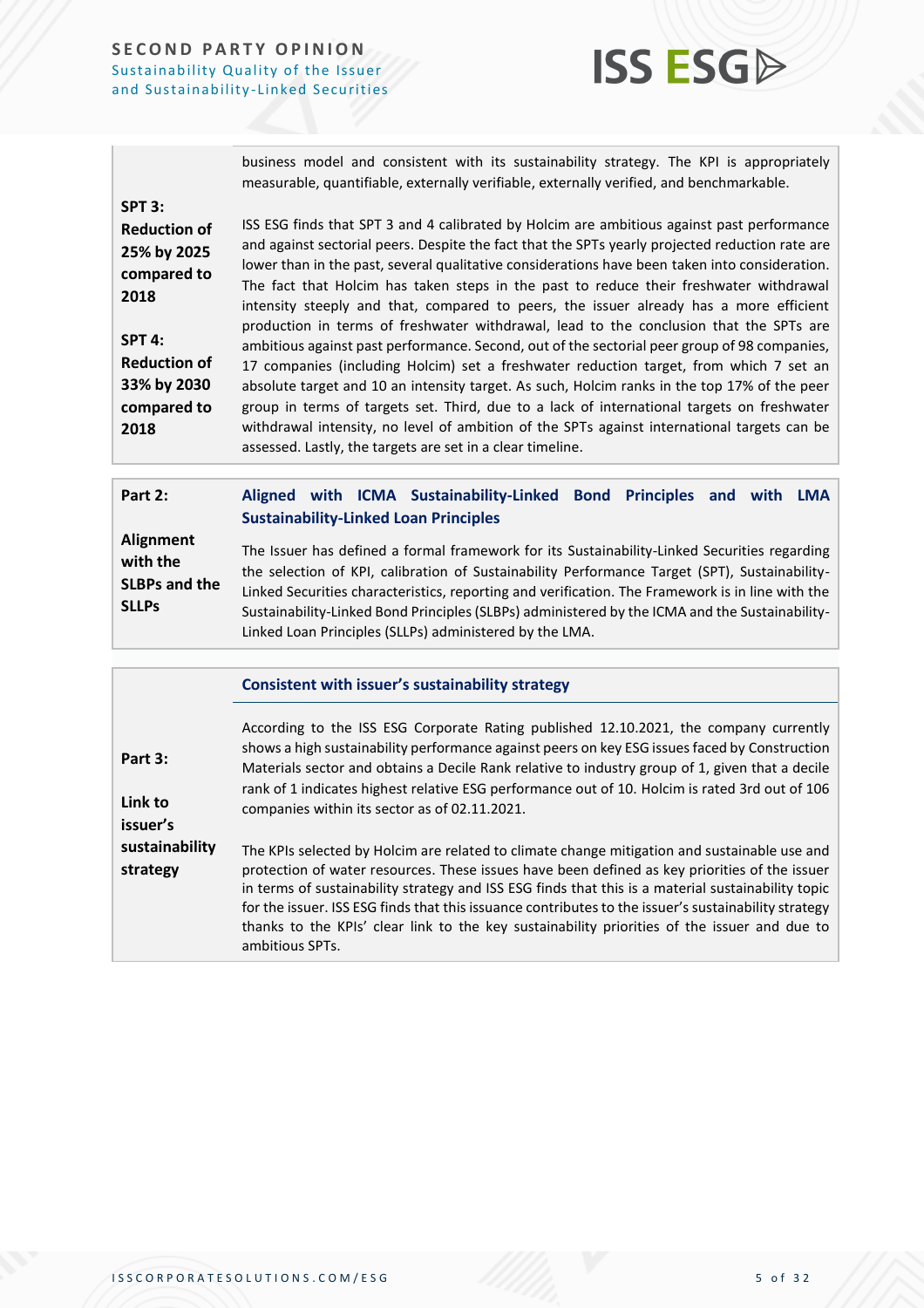| | |
|---|---|
| | business model and consistent with its sustainability strategy. The KPI is appropriately measurable, quantifiable, externally verifiable, externally verified, and benchmarkable. |
| **SPT 3: Reduction of 25% by 2025 compared to 2018**<br><br>**SPT 4: Reduction of 33% by 2030 compared to 2018** | ISS ESG finds that SPT 3 and 4 calibrated by Holcim are ambitious against past performance and against sectorial peers. Despite the fact that the SPTs yearly projected reduction rate are lower than in the past, several qualitative considerations have been taken into consideration. The fact that Holcim has taken steps in the past to reduce their freshwater withdrawal intensity steeply and that, compared to peers, the issuer already has a more efficient production in terms of freshwater withdrawal, lead to the conclusion that the SPTs are ambitious against past performance. Second, out of the sectorial peer group of 98 companies, 17 companies (including Holcim) set a freshwater reduction target, from which 7 set an absolute target and 10 an intensity target. As such, Holcim ranks in the top 17% of the peer group in terms of targets set. Third, due to a lack of international targets on freshwater withdrawal intensity, no level of ambition of the SPTs against international targets can be assessed. Lastly, the targets are set in a clear timeline. |

| | |
|---|---|
| **Part 2:**<br><br>**Alignment with the SLBPs and the SLLPs** | **Aligned with ICMA Sustainability-Linked Bond Principles and with LMA Sustainability-Linked Loan Principles**<br><br>The Issuer has defined a formal framework for its Sustainability-Linked Securities regarding the selection of KPI, calibration of Sustainability Performance Target (SPT), Sustainability-Linked Securities characteristics, reporting and verification. The Framework is in line with the Sustainability-Linked Bond Principles (SLBPs) administered by the ICMA and the Sustainability-Linked Loan Principles (SLLPs) administered by the LMA. |

| | |
|---|---|
| **Part 3:**<br><br>**Link to issuer's sustainability strategy** | **Consistent with issuer's sustainability strategy**<br><br>According to the ISS ESG Corporate Rating published 12.10.2021, the company currently shows a high sustainability performance against peers on key ESG issues faced by Construction Materials sector and obtains a Decile Rank relative to industry group of 1, given that a decile rank of 1 indicates highest relative ESG performance out of 10. Holcim is rated 3rd out of 106 companies within its sector as of 02.11.2021.<br><br>The KPIs selected by Holcim are related to climate change mitigation and sustainable use and protection of water resources. These issues have been defined as key priorities of the issuer in terms of sustainability strategy and ISS ESG finds that this is a material sustainability topic for the issuer. ISS ESG finds that this issuance contributes to the issuer's sustainability strategy thanks to the KPIs' clear link to the key sustainability priorities of the issuer and due to ambitious SPTs. |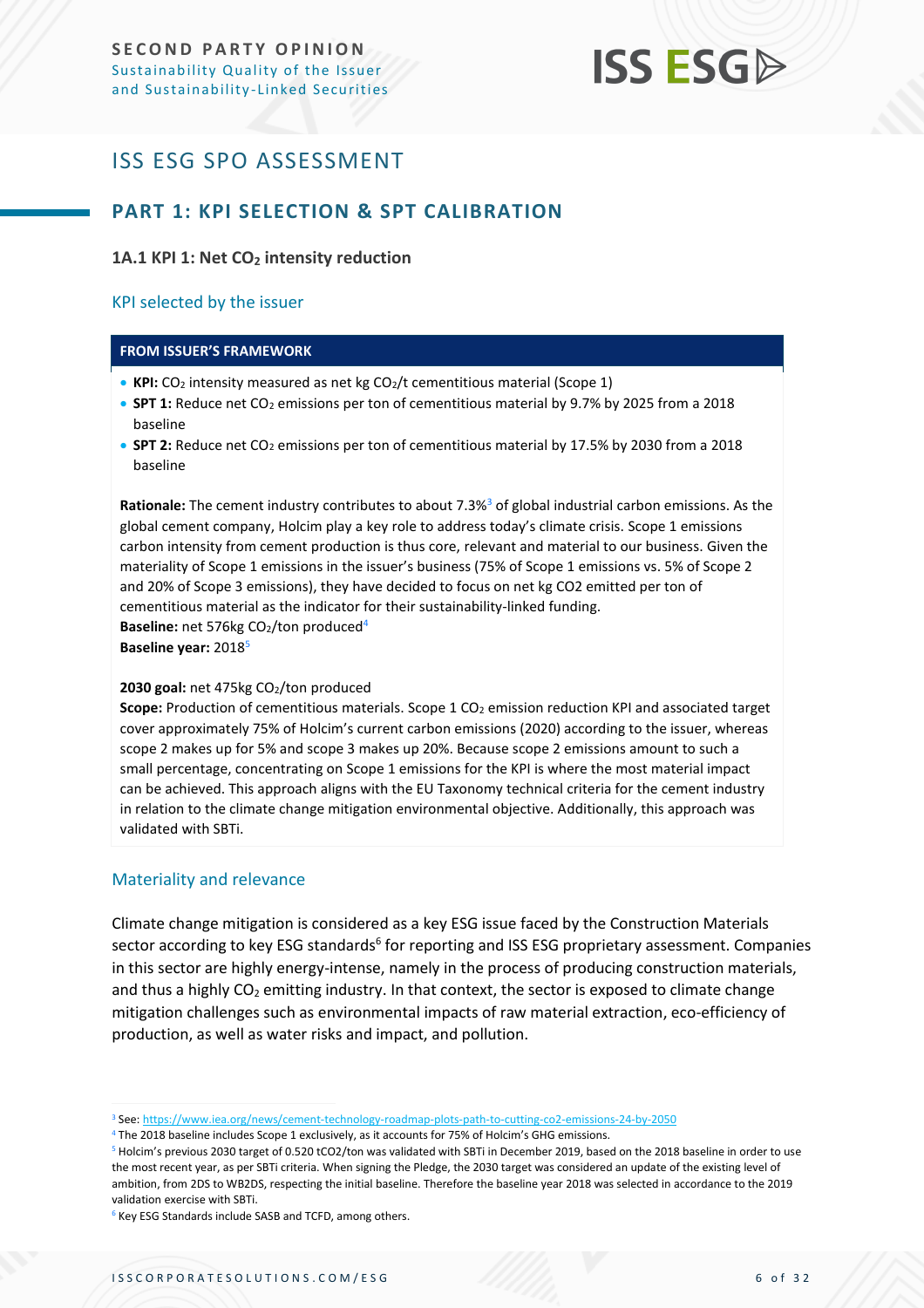# ISS ESG SPO ASSESSMENT

## PART 1: KPI SELECTION & SPT CALIBRATION

### 1A.1 KPI 1: Net $CO_2$ intensity reduction

#### KPI selected by the issuer

**FROM ISSUER'S FRAMEWORK**

- **KPI:** $CO_2$ intensity measured as net kg $CO_2$/t cementitious material (Scope 1)
- **SPT 1:** Reduce net $CO_2$ emissions per ton of cementitious material by 9.7% by 2025 from a 2018 baseline
- **SPT 2:** Reduce net $CO_2$ emissions per ton of cementitious material by 17.5% by 2030 from a 2018 baseline

**Rationale:** The cement industry contributes to about 7.3%[3] of global industrial carbon emissions. As the global cement company, Holcim play a key role to address today's climate crisis. Scope 1 emissions carbon intensity from cement production is thus core, relevant and material to our business. Given the materiality of Scope 1 emissions in the issuer's business (75% of Scope 1 emissions vs. 5% of Scope 2 and 20% of Scope 3 emissions), they have decided to focus on net kg CO2 emitted per ton of cementitious material as the indicator for their sustainability-linked funding.
**Baseline:** net 576kg $CO_2$/ton produced[4]
**Baseline year:** 2018[5]

**2030 goal:** net 475kg $CO_2$/ton produced
**Scope:** Production of cementitious materials. Scope 1 $CO_2$ emission reduction KPI and associated target cover approximately 75% of Holcim's current carbon emissions (2020) according to the issuer, whereas scope 2 makes up for 5% and scope 3 makes up 20%. Because scope 2 emissions amount to such a small percentage, concentrating on Scope 1 emissions for the KPI is where the most material impact can be achieved. This approach aligns with the EU Taxonomy technical criteria for the cement industry in relation to the climate change mitigation environmental objective. Additionally, this approach was validated with SBTi.

#### Materiality and relevance

Climate change mitigation is considered as a key ESG issue faced by the Construction Materials sector according to key ESG standards[6] for reporting and ISS ESG proprietary assessment. Companies in this sector are highly energy-intense, namely in the process of producing construction materials, and thus a highly $CO_2$ emitting industry. In that context, the sector is exposed to climate change mitigation challenges such as environmental impacts of raw material extraction, eco-efficiency of production, as well as water risks and impact, and pollution.

---

[3] See: https://www.iea.org/news/cement-technology-roadmap-plots-path-to-cutting-co2-emissions-24-by-2050

[4] The 2018 baseline includes Scope 1 exclusively, as it accounts for 75% of Holcim's GHG emissions.

[5] Holcim's previous 2030 target of 0.520 $tCO_2$/ton was validated with SBTi in December 2019, based on the 2018 baseline in order to use the most recent year, as per SBTi criteria. When signing the Pledge, the 2030 target was considered an update of the existing level of ambition, from 2DS to WB2DS, respecting the initial baseline. Therefore the baseline year 2018 was selected in accordance to the 2019 validation exercise with SBTi.

[6] Key ESG Standards include SASB and TCFD, among others.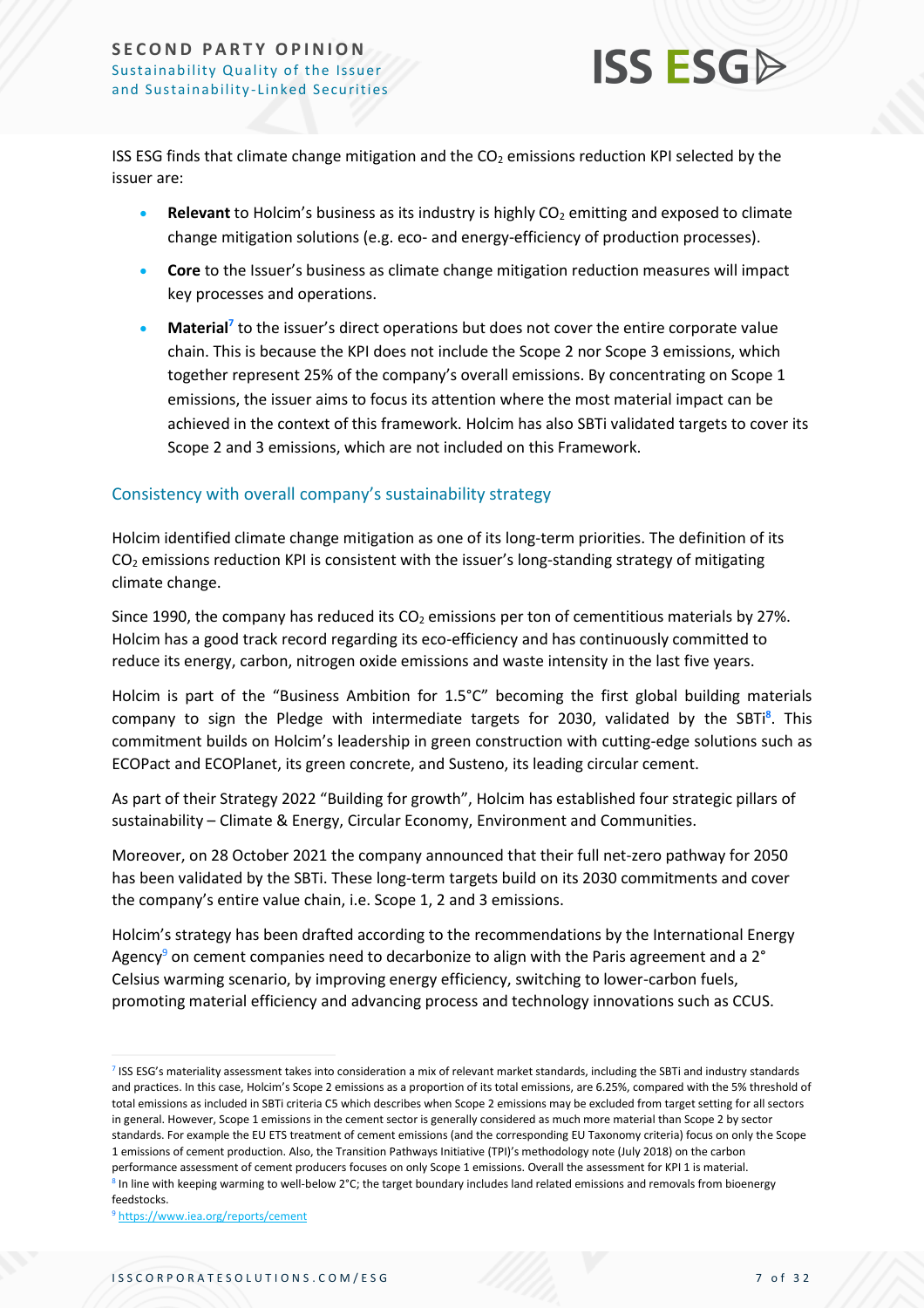ISS ESG finds that climate change mitigation and the $CO_2$ emissions reduction KPI selected by the issuer are:

- **Relevant** to Holcim's business as its industry is highly $CO_2$ emitting and exposed to climate change mitigation solutions (e.g. eco- and energy-efficiency of production processes).
- **Core** to the Issuer's business as climate change mitigation reduction measures will impact key processes and operations.
- **Material**[7] to the issuer's direct operations but does not cover the entire corporate value chain. This is because the KPI does not include the Scope 2 nor Scope 3 emissions, which together represent 25% of the company's overall emissions. By concentrating on Scope 1 emissions, the issuer aims to focus its attention where the most material impact can be achieved in the context of this framework. Holcim has also SBTi validated targets to cover its Scope 2 and 3 emissions, which are not included on this Framework.

## Consistency with overall company's sustainability strategy

Holcim identified climate change mitigation as one of its long-term priorities. The definition of its $CO_2$ emissions reduction KPI is consistent with the issuer's long-standing strategy of mitigating climate change.

Since 1990, the company has reduced its $CO_2$ emissions per ton of cementitious materials by 27%. Holcim has a good track record regarding its eco-efficiency and has continuously committed to reduce its energy, carbon, nitrogen oxide emissions and waste intensity in the last five years.

Holcim is part of the "Business Ambition for 1.5°C" becoming the first global building materials company to sign the Pledge with intermediate targets for 2030, validated by the SBTi[8]. This commitment builds on Holcim's leadership in green construction with cutting-edge solutions such as ECOPact and ECOPlanet, its green concrete, and Susteno, its leading circular cement.

As part of their Strategy 2022 "Building for growth", Holcim has established four strategic pillars of sustainability – Climate & Energy, Circular Economy, Environment and Communities.

Moreover, on 28 October 2021 the company announced that their full net-zero pathway for 2050 has been validated by the SBTi. These long-term targets build on its 2030 commitments and cover the company's entire value chain, i.e. Scope 1, 2 and 3 emissions.

Holcim's strategy has been drafted according to the recommendations by the International Energy Agency[9] on cement companies need to decarbonize to align with the Paris agreement and a 2° Celsius warming scenario, by improving energy efficiency, switching to lower-carbon fuels, promoting material efficiency and advancing process and technology innovations such as CCUS.

---

[7] ISS ESG's materiality assessment takes into consideration a mix of relevant market standards, including the SBTi and industry standards and practices. In this case, Holcim's Scope 2 emissions as a proportion of its total emissions, are 6.25%, compared with the 5% threshold of total emissions as included in SBTi criteria C5 which describes when Scope 2 emissions may be excluded from target setting for all sectors in general. However, Scope 1 emissions in the cement sector is generally considered as much more material than Scope 2 by sector standards. For example the EU ETS treatment of cement emissions (and the corresponding EU Taxonomy criteria) focus on only the Scope 1 emissions of cement production. Also, the Transition Pathways Initiative (TPI)'s methodology note (July 2018) on the carbon performance assessment of cement producers focuses on only Scope 1 emissions. Overall the assessment for KPI 1 is material.

[8] In line with keeping warming to well-below 2°C; the target boundary includes land related emissions and removals from bioenergy feedstocks.

[9] https://www.iea.org/reports/cement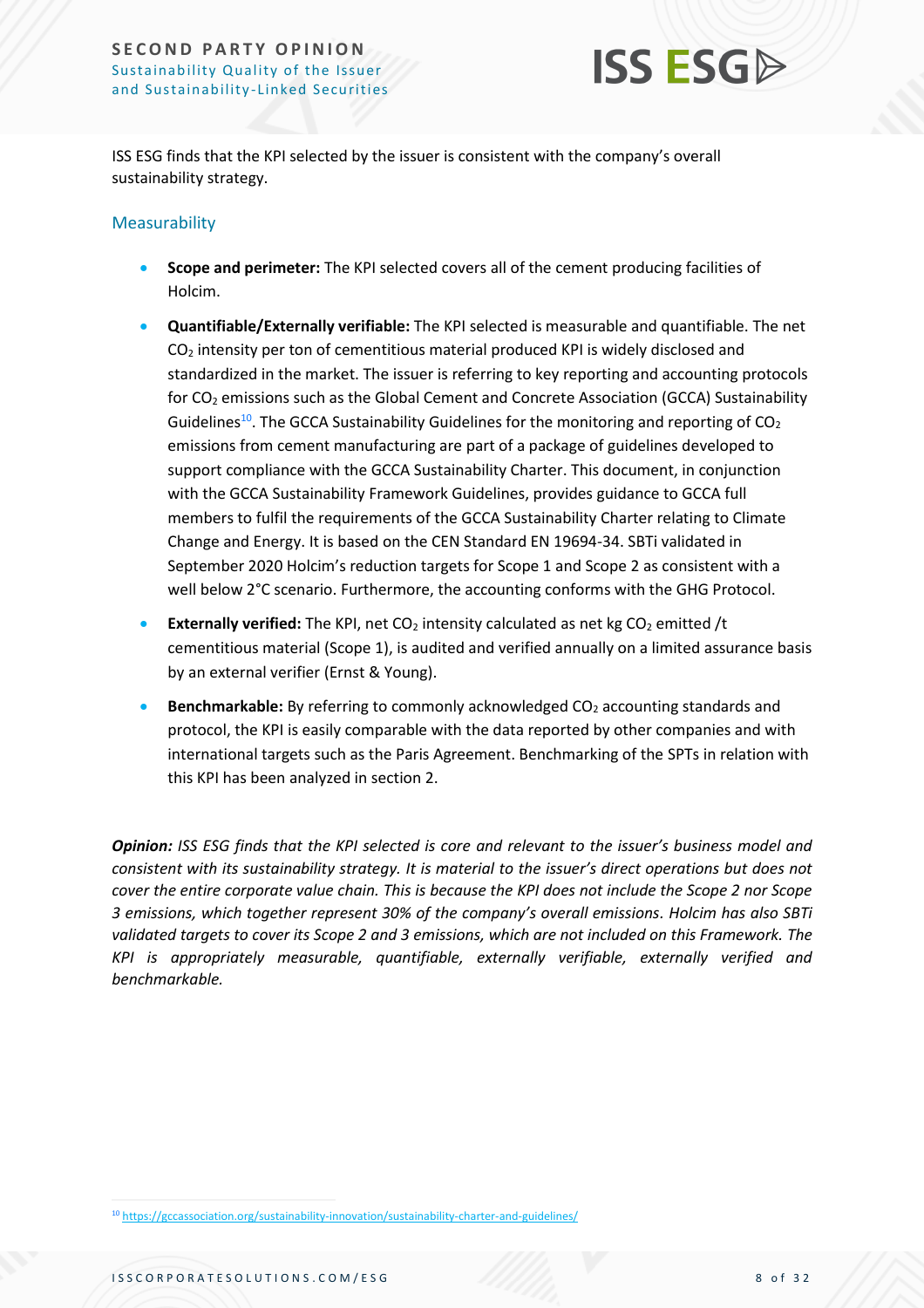ISS ESG finds that the KPI selected by the issuer is consistent with the company's overall sustainability strategy.

### Measurability

- **Scope and perimeter:** The KPI selected covers all of the cement producing facilities of Holcim.
- **Quantifiable/Externally verifiable:** The KPI selected is measurable and quantifiable. The net $CO_2$ intensity per ton of cementitious material produced KPI is widely disclosed and standardized in the market. The issuer is referring to key reporting and accounting protocols for $CO_2$ emissions such as the Global Cement and Concrete Association (GCCA) Sustainability Guidelines[10]. The GCCA Sustainability Guidelines for the monitoring and reporting of $CO_2$ emissions from cement manufacturing are part of a package of guidelines developed to support compliance with the GCCA Sustainability Charter. This document, in conjunction with the GCCA Sustainability Framework Guidelines, provides guidance to GCCA full members to fulfil the requirements of the GCCA Sustainability Charter relating to Climate Change and Energy. It is based on the CEN Standard EN 19694-34. SBTi validated in September 2020 Holcim's reduction targets for Scope 1 and Scope 2 as consistent with a well below 2°C scenario. Furthermore, the accounting conforms with the GHG Protocol.
- **Externally verified:** The KPI, net $CO_2$ intensity calculated as net kg $CO_2$ emitted /t cementitious material (Scope 1), is audited and verified annually on a limited assurance basis by an external verifier (Ernst & Young).
- **Benchmarkable:** By referring to commonly acknowledged $CO_2$ accounting standards and protocol, the KPI is easily comparable with the data reported by other companies and with international targets such as the Paris Agreement. Benchmarking of the SPTs in relation with this KPI has been analyzed in section 2.

***Opinion:*** *ISS ESG finds that the KPI selected is core and relevant to the issuer's business model and consistent with its sustainability strategy. It is material to the issuer's direct operations but does not cover the entire corporate value chain. This is because the KPI does not include the Scope 2 nor Scope 3 emissions, which together represent 30% of the company's overall emissions. Holcim has also SBTi validated targets to cover its Scope 2 and 3 emissions, which are not included on this Framework. The KPI is appropriately measurable, quantifiable, externally verifiable, externally verified and benchmarkable.*

---

[10] https://gccassociation.org/sustainability-innovation/sustainability-charter-and-guidelines/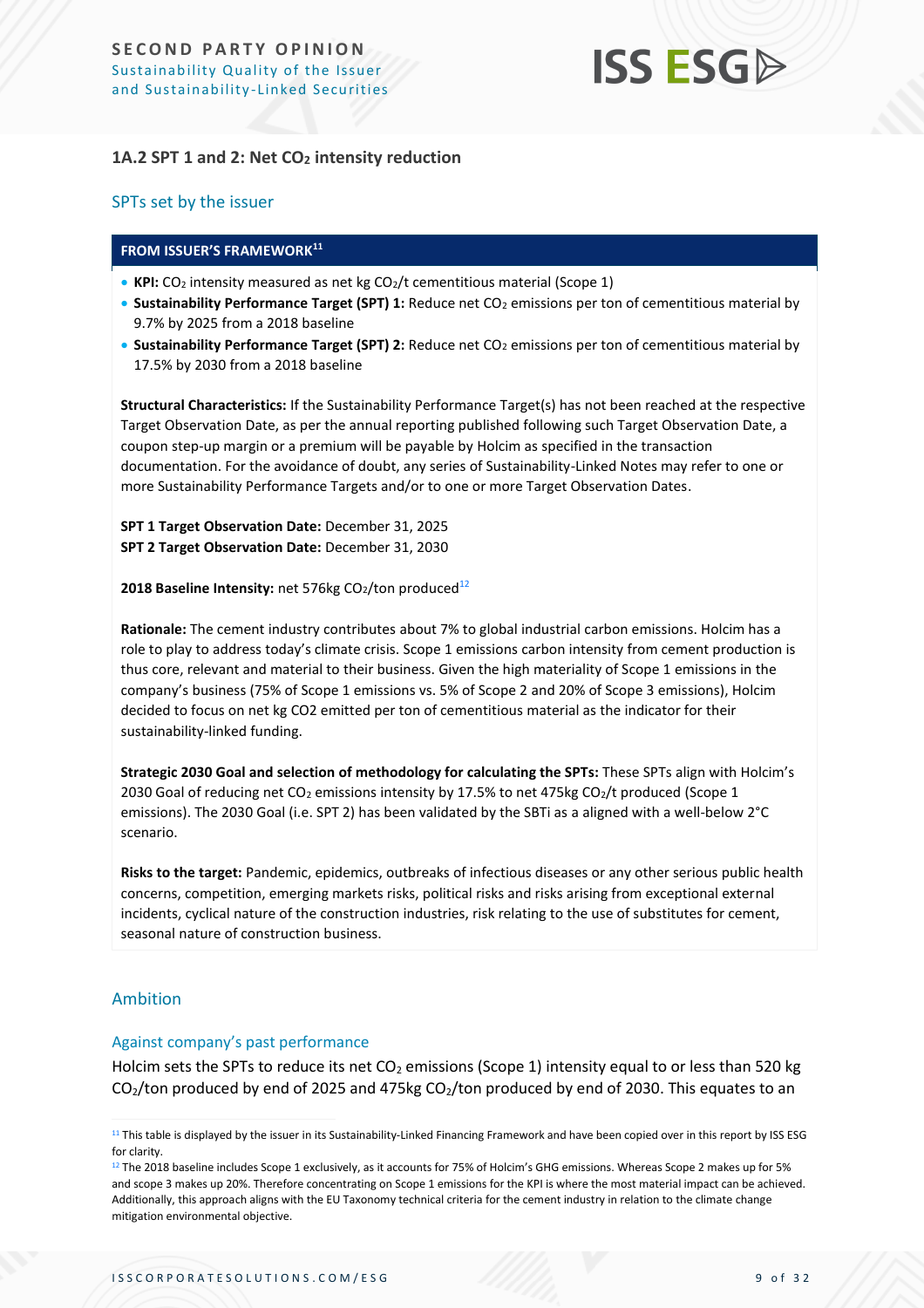### 1A.2 SPT 1 and 2: Net $CO_2$ intensity reduction

#### SPTs set by the issuer

**FROM ISSUER'S FRAMEWORK**[11]

- **KPI:** $CO_2$ intensity measured as net kg $CO_2$/t cementitious material (Scope 1)
- **Sustainability Performance Target (SPT) 1:** Reduce net $CO_2$ emissions per ton of cementitious material by 9.7% by 2025 from a 2018 baseline
- **Sustainability Performance Target (SPT) 2:** Reduce net $CO_2$ emissions per ton of cementitious material by 17.5% by 2030 from a 2018 baseline

**Structural Characteristics:** If the Sustainability Performance Target(s) has not been reached at the respective Target Observation Date, as per the annual reporting published following such Target Observation Date, a coupon step-up margin or a premium will be payable by Holcim as specified in the transaction documentation. For the avoidance of doubt, any series of Sustainability-Linked Notes may refer to one or more Sustainability Performance Targets and/or to one or more Target Observation Dates.

**SPT 1 Target Observation Date:** December 31, 2025
**SPT 2 Target Observation Date:** December 31, 2030

**2018 Baseline Intensity:** net 576kg $CO_2$/ton produced[12]

**Rationale:** The cement industry contributes about 7% to global industrial carbon emissions. Holcim has a role to play to address today's climate crisis. Scope 1 emissions carbon intensity from cement production is thus core, relevant and material to their business. Given the high materiality of Scope 1 emissions in the company's business (75% of Scope 1 emissions vs. 5% of Scope 2 and 20% of Scope 3 emissions), Holcim decided to focus on net kg CO2 emitted per ton of cementitious material as the indicator for their sustainability-linked funding.

**Strategic 2030 Goal and selection of methodology for calculating the SPTs:** These SPTs align with Holcim's 2030 Goal of reducing net $CO_2$ emissions intensity by 17.5% to net 475kg $CO_2$/t produced (Scope 1 emissions). The 2030 Goal (i.e. SPT 2) has been validated by the SBTi as a aligned with a well-below 2°C scenario.

**Risks to the target:** Pandemic, epidemics, outbreaks of infectious diseases or any other serious public health concerns, competition, emerging markets risks, political risks and risks arising from exceptional external incidents, cyclical nature of the construction industries, risk relating to the use of substitutes for cement, seasonal nature of construction business.

#### Ambition

##### Against company's past performance

Holcim sets the SPTs to reduce its net $CO_2$ emissions (Scope 1) intensity equal to or less than 520 kg $CO_2$/ton produced by end of 2025 and 475kg $CO_2$/ton produced by end of 2030. This equates to an

[11] This table is displayed by the issuer in its Sustainability-Linked Financing Framework and have been copied over in this report by ISS ESG for clarity.

[12] The 2018 baseline includes Scope 1 exclusively, as it accounts for 75% of Holcim's GHG emissions. Whereas Scope 2 makes up for 5% and scope 3 makes up 20%. Therefore concentrating on Scope 1 emissions for the KPI is where the most material impact can be achieved. Additionally, this approach aligns with the EU Taxonomy technical criteria for the cement industry in relation to the climate change mitigation environmental objective.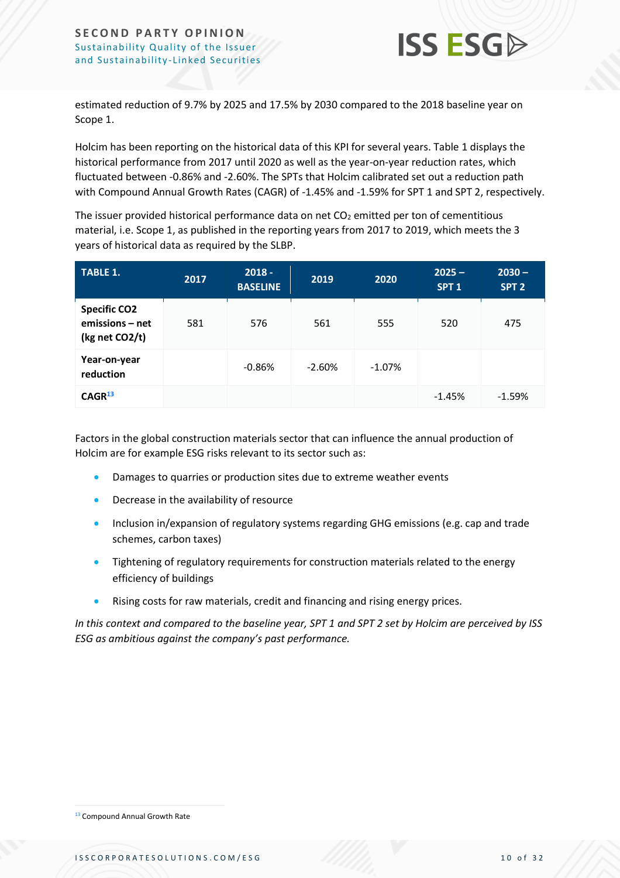estimated reduction of 9.7% by 2025 and 17.5% by 2030 compared to the 2018 baseline year on Scope 1.

Holcim has been reporting on the historical data of this KPI for several years. Table 1 displays the historical performance from 2017 until 2020 as well as the year-on-year reduction rates, which fluctuated between -0.86% and -2.60%. The SPTs that Holcim calibrated set out a reduction path with Compound Annual Growth Rates (CAGR) of -1.45% and -1.59% for SPT 1 and SPT 2, respectively.

The issuer provided historical performance data on net $CO_2$ emitted per ton of cementitious material, i.e. Scope 1, as published in the reporting years from 2017 to 2019, which meets the 3 years of historical data as required by the SLBP.

| TABLE 1. | 2017 | 2018 - BASELINE | 2019 | 2020 | 2025 – SPT 1 | 2030 – SPT 2 |
|---|---|---|---|---|---|---|
| **Specific CO2 emissions – net (kg net CO2/t)** | 581 | 576 | 561 | 555 | 520 | 475 |
| **Year-on-year reduction** | | -0.86% | -2.60% | -1.07% | | |
| **CAGR[13]** | | | | | -1.45% | -1.59% |

Factors in the global construction materials sector that can influence the annual production of Holcim are for example ESG risks relevant to its sector such as:

- Damages to quarries or production sites due to extreme weather events
- Decrease in the availability of resource
- Inclusion in/expansion of regulatory systems regarding GHG emissions (e.g. cap and trade schemes, carbon taxes)
- Tightening of regulatory requirements for construction materials related to the energy efficiency of buildings
- Rising costs for raw materials, credit and financing and rising energy prices.

*In this context and compared to the baseline year, SPT 1 and SPT 2 set by Holcim are perceived by ISS ESG as ambitious against the company's past performance.*

[13] Compound Annual Growth Rate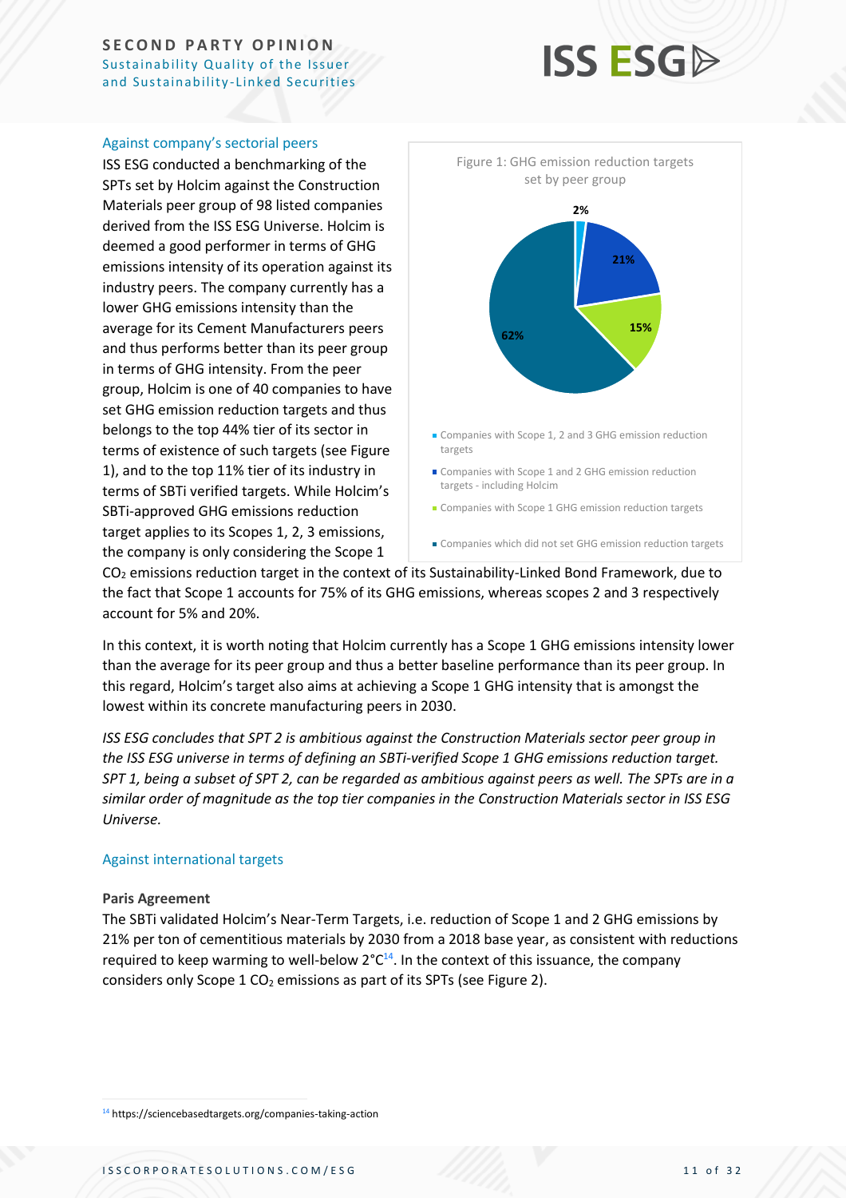### Against company's sectorial peers

ISS ESG conducted a benchmarking of the SPTs set by Holcim against the Construction Materials peer group of 98 listed companies derived from the ISS ESG Universe. Holcim is deemed a good performer in terms of GHG emissions intensity of its operation against its industry peers. The company currently has a lower GHG emissions intensity than the average for its Cement Manufacturers peers and thus performs better than its peer group in terms of GHG intensity. From the peer group, Holcim is one of 40 companies to have set GHG emission reduction targets and thus belongs to the top 44% tier of its sector in terms of existence of such targets (see Figure 1), and to the top 11% tier of its industry in terms of SBTi verified targets. While Holcim's SBTi-approved GHG emissions reduction target applies to its Scopes 1, 2, 3 emissions, the company is only considering the Scope 1 $CO_2$ emissions reduction target in the context of its Sustainability-Linked Bond Framework, due to the fact that Scope 1 accounts for 75% of its GHG emissions, whereas scopes 2 and 3 respectively account for 5% and 20%.

Figure 1: GHG emission reduction targets set by peer group

- Companies with Scope 1, 2 and 3 GHG emission reduction targets: 2%
- Companies with Scope 1 and 2 GHG emission reduction targets - including Holcim: 21%
- Companies with Scope 1 GHG emission reduction targets: 15%
- Companies which did not set GHG emission reduction targets: 62%

In this context, it is worth noting that Holcim currently has a Scope 1 GHG emissions intensity lower than the average for its peer group and thus a better baseline performance than its peer group. In this regard, Holcim's target also aims at achieving a Scope 1 GHG intensity that is amongst the lowest within its concrete manufacturing peers in 2030.

*ISS ESG concludes that SPT 2 is ambitious against the Construction Materials sector peer group in the ISS ESG universe in terms of defining an SBTi-verified Scope 1 GHG emissions reduction target. SPT 1, being a subset of SPT 2, can be regarded as ambitious against peers as well. The SPTs are in a similar order of magnitude as the top tier companies in the Construction Materials sector in ISS ESG Universe.*

### Against international targets

**Paris Agreement**

The SBTi validated Holcim's Near-Term Targets, i.e. reduction of Scope 1 and 2 GHG emissions by 21% per ton of cementitious materials by 2030 from a 2018 base year, as consistent with reductions required to keep warming to well-below 2°C[14]. In the context of this issuance, the company considers only Scope 1 $CO_2$ emissions as part of its SPTs (see Figure 2).

[14] https://sciencebasedtargets.org/companies-taking-action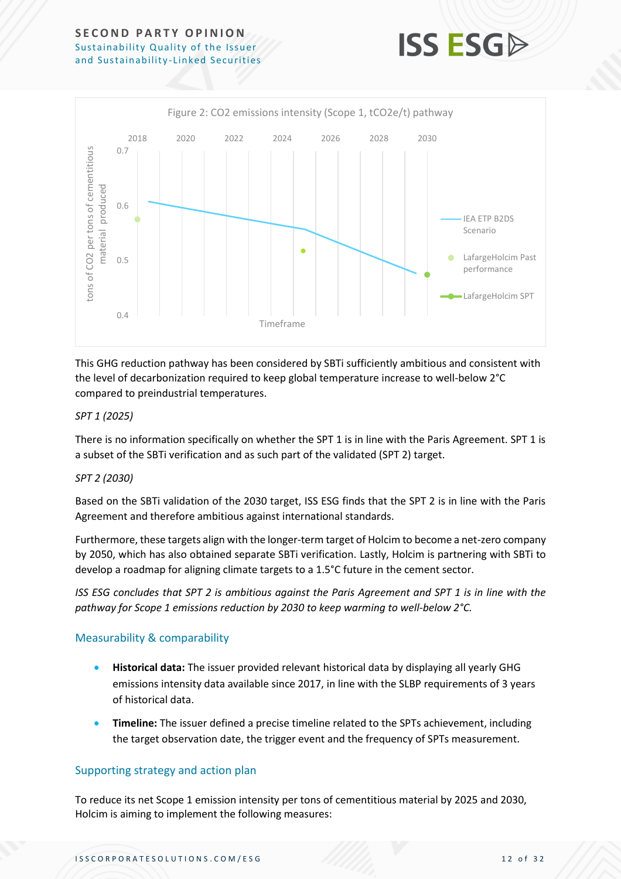Figure 2: CO2 emissions intensity (Scope 1, tCO2e/t) pathway

This GHG reduction pathway has been considered by SBTi sufficiently ambitious and consistent with the level of decarbonization required to keep global temperature increase to well-below 2°C compared to preindustrial temperatures.

*SPT 1 (2025)*

There is no information specifically on whether the SPT 1 is in line with the Paris Agreement. SPT 1 is a subset of the SBTi verification and as such part of the validated (SPT 2) target.

*SPT 2 (2030)*

Based on the SBTi validation of the 2030 target, ISS ESG finds that the SPT 2 is in line with the Paris Agreement and therefore ambitious against international standards.

Furthermore, these targets align with the longer-term target of Holcim to become a net-zero company by 2050, which has also obtained separate SBTi verification. Lastly, Holcim is partnering with SBTi to develop a roadmap for aligning climate targets to a 1.5°C future in the cement sector.

*ISS ESG concludes that SPT 2 is ambitious against the Paris Agreement and SPT 1 is in line with the pathway for Scope 1 emissions reduction by 2030 to keep warming to well-below 2°C.*

## Measurability & comparability

- **Historical data:** The issuer provided relevant historical data by displaying all yearly GHG emissions intensity data available since 2017, in line with the SLBP requirements of 3 years of historical data.
- **Timeline:** The issuer defined a precise timeline related to the SPTs achievement, including the target observation date, the trigger event and the frequency of SPTs measurement.

## Supporting strategy and action plan

To reduce its net Scope 1 emission intensity per tons of cementitious material by 2025 and 2030, Holcim is aiming to implement the following measures: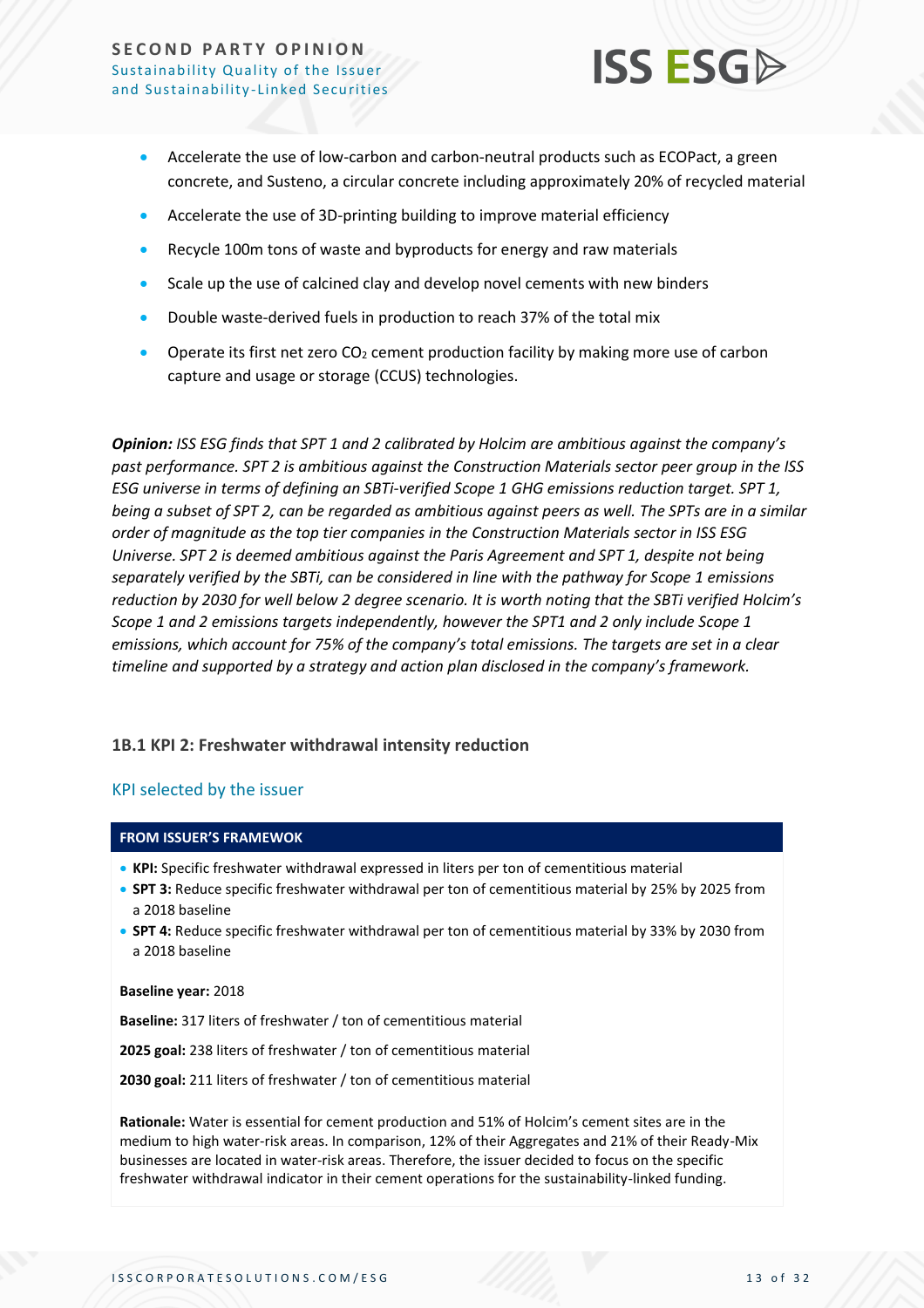- Accelerate the use of low-carbon and carbon-neutral products such as ECOPact, a green concrete, and Susteno, a circular concrete including approximately 20% of recycled material
- Accelerate the use of 3D-printing building to improve material efficiency
- Recycle 100m tons of waste and byproducts for energy and raw materials
- Scale up the use of calcined clay and develop novel cements with new binders
- Double waste-derived fuels in production to reach 37% of the total mix
- Operate its first net zero $CO_2$ cement production facility by making more use of carbon capture and usage or storage (CCUS) technologies.

***Opinion:*** *ISS ESG finds that SPT 1 and 2 calibrated by Holcim are ambitious against the company's past performance. SPT 2 is ambitious against the Construction Materials sector peer group in the ISS ESG universe in terms of defining an SBTi-verified Scope 1 GHG emissions reduction target. SPT 1, being a subset of SPT 2, can be regarded as ambitious against peers as well. The SPTs are in a similar order of magnitude as the top tier companies in the Construction Materials sector in ISS ESG Universe. SPT 2 is deemed ambitious against the Paris Agreement and SPT 1, despite not being separately verified by the SBTi, can be considered in line with the pathway for Scope 1 emissions reduction by 2030 for well below 2 degree scenario. It is worth noting that the SBTi verified Holcim's Scope 1 and 2 emissions targets independently, however the SPT1 and 2 only include Scope 1 emissions, which account for 75% of the company's total emissions. The targets are set in a clear timeline and supported by a strategy and action plan disclosed in the company's framework.*

### 1B.1 KPI 2: Freshwater withdrawal intensity reduction

#### KPI selected by the issuer

**FROM ISSUER'S FRAMEWOK**

- **KPI:** Specific freshwater withdrawal expressed in liters per ton of cementitious material
- **SPT 3:** Reduce specific freshwater withdrawal per ton of cementitious material by 25% by 2025 from a 2018 baseline
- **SPT 4:** Reduce specific freshwater withdrawal per ton of cementitious material by 33% by 2030 from a 2018 baseline

**Baseline year:** 2018

**Baseline:** 317 liters of freshwater / ton of cementitious material

**2025 goal:** 238 liters of freshwater / ton of cementitious material

**2030 goal:** 211 liters of freshwater / ton of cementitious material

**Rationale:** Water is essential for cement production and 51% of Holcim's cement sites are in the medium to high water-risk areas. In comparison, 12% of their Aggregates and 21% of their Ready-Mix businesses are located in water-risk areas. Therefore, the issuer decided to focus on the specific freshwater withdrawal indicator in their cement operations for the sustainability-linked funding.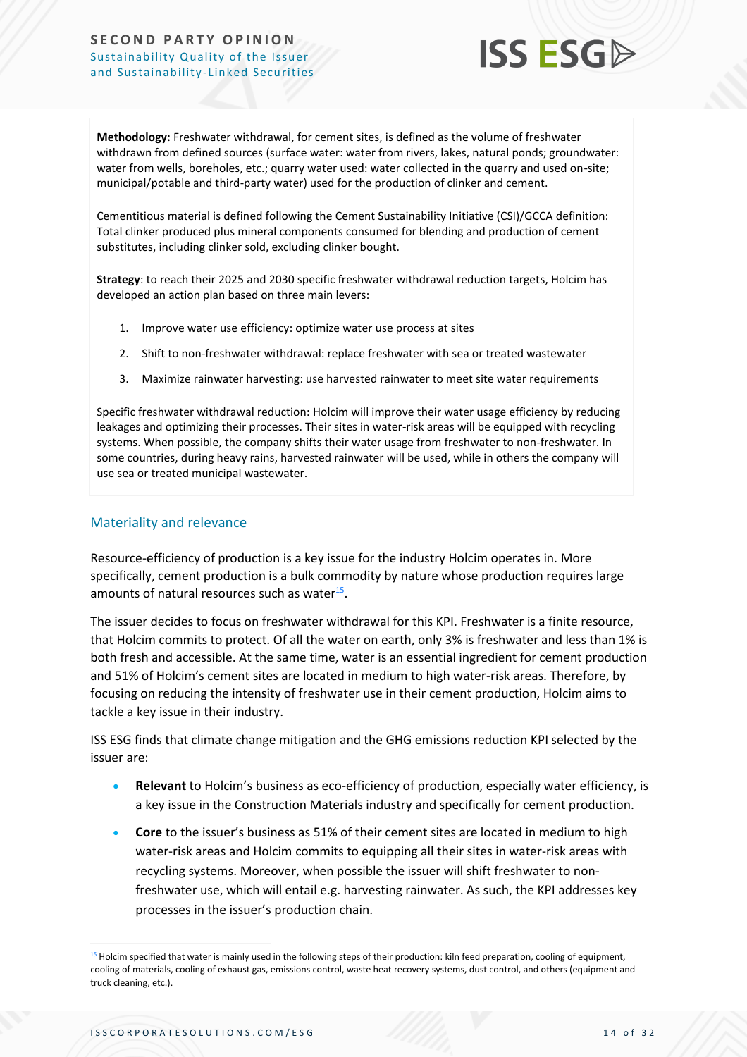**Methodology:** Freshwater withdrawal, for cement sites, is defined as the volume of freshwater withdrawn from defined sources (surface water: water from rivers, lakes, natural ponds; groundwater: water from wells, boreholes, etc.; quarry water used: water collected in the quarry and used on-site; municipal/potable and third-party water) used for the production of clinker and cement.

Cementitious material is defined following the Cement Sustainability Initiative (CSI)/GCCA definition: Total clinker produced plus mineral components consumed for blending and production of cement substitutes, including clinker sold, excluding clinker bought.

**Strategy**: to reach their 2025 and 2030 specific freshwater withdrawal reduction targets, Holcim has developed an action plan based on three main levers:

1. Improve water use efficiency: optimize water use process at sites
2. Shift to non-freshwater withdrawal: replace freshwater with sea or treated wastewater
3. Maximize rainwater harvesting: use harvested rainwater to meet site water requirements

Specific freshwater withdrawal reduction: Holcim will improve their water usage efficiency by reducing leakages and optimizing their processes. Their sites in water-risk areas will be equipped with recycling systems. When possible, the company shifts their water usage from freshwater to non-freshwater. In some countries, during heavy rains, harvested rainwater will be used, while in others the company will use sea or treated municipal wastewater.

## Materiality and relevance

Resource-efficiency of production is a key issue for the industry Holcim operates in. More specifically, cement production is a bulk commodity by nature whose production requires large amounts of natural resources such as water[15].

The issuer decides to focus on freshwater withdrawal for this KPI. Freshwater is a finite resource, that Holcim commits to protect. Of all the water on earth, only 3% is freshwater and less than 1% is both fresh and accessible. At the same time, water is an essential ingredient for cement production and 51% of Holcim's cement sites are located in medium to high water-risk areas. Therefore, by focusing on reducing the intensity of freshwater use in their cement production, Holcim aims to tackle a key issue in their industry.

ISS ESG finds that climate change mitigation and the GHG emissions reduction KPI selected by the issuer are:

- **Relevant** to Holcim's business as eco-efficiency of production, especially water efficiency, is a key issue in the Construction Materials industry and specifically for cement production.
- **Core** to the issuer's business as 51% of their cement sites are located in medium to high water-risk areas and Holcim commits to equipping all their sites in water-risk areas with recycling systems. Moreover, when possible the issuer will shift freshwater to non-freshwater use, which will entail e.g. harvesting rainwater. As such, the KPI addresses key processes in the issuer's production chain.

[15] Holcim specified that water is mainly used in the following steps of their production: kiln feed preparation, cooling of equipment, cooling of materials, cooling of exhaust gas, emissions control, waste heat recovery systems, dust control, and others (equipment and truck cleaning, etc.).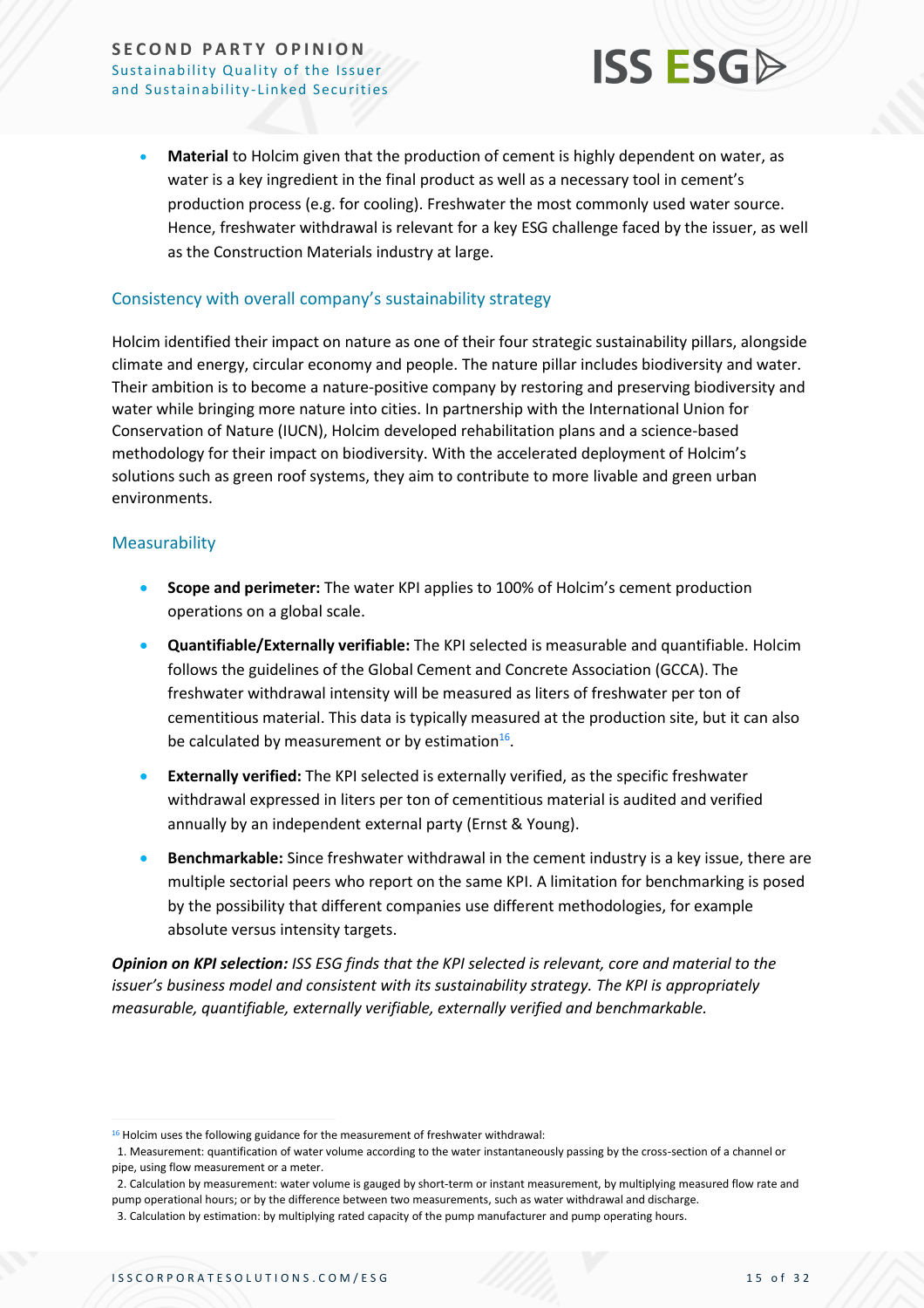- **Material** to Holcim given that the production of cement is highly dependent on water, as water is a key ingredient in the final product as well as a necessary tool in cement's production process (e.g. for cooling). Freshwater the most commonly used water source. Hence, freshwater withdrawal is relevant for a key ESG challenge faced by the issuer, as well as the Construction Materials industry at large.

## Consistency with overall company's sustainability strategy

Holcim identified their impact on nature as one of their four strategic sustainability pillars, alongside climate and energy, circular economy and people. The nature pillar includes biodiversity and water. Their ambition is to become a nature-positive company by restoring and preserving biodiversity and water while bringing more nature into cities. In partnership with the International Union for Conservation of Nature (IUCN), Holcim developed rehabilitation plans and a science-based methodology for their impact on biodiversity. With the accelerated deployment of Holcim's solutions such as green roof systems, they aim to contribute to more livable and green urban environments.

## Measurability

- **Scope and perimeter:** The water KPI applies to 100% of Holcim's cement production operations on a global scale.
- **Quantifiable/Externally verifiable:** The KPI selected is measurable and quantifiable. Holcim follows the guidelines of the Global Cement and Concrete Association (GCCA). The freshwater withdrawal intensity will be measured as liters of freshwater per ton of cementitious material. This data is typically measured at the production site, but it can also be calculated by measurement or by estimation[16].
- **Externally verified:** The KPI selected is externally verified, as the specific freshwater withdrawal expressed in liters per ton of cementitious material is audited and verified annually by an independent external party (Ernst & Young).
- **Benchmarkable:** Since freshwater withdrawal in the cement industry is a key issue, there are multiple sectorial peers who report on the same KPI. A limitation for benchmarking is posed by the possibility that different companies use different methodologies, for example absolute versus intensity targets.

***Opinion on KPI selection:*** *ISS ESG finds that the KPI selected is relevant, core and material to the issuer's business model and consistent with its sustainability strategy. The KPI is appropriately measurable, quantifiable, externally verifiable, externally verified and benchmarkable.*

---

[16] Holcim uses the following guidance for the measurement of freshwater withdrawal:

1. Measurement: quantification of water volume according to the water instantaneously passing by the cross-section of a channel or pipe, using flow measurement or a meter.
2. Calculation by measurement: water volume is gauged by short-term or instant measurement, by multiplying measured flow rate and pump operational hours; or by the difference between two measurements, such as water withdrawal and discharge.
3. Calculation by estimation: by multiplying rated capacity of the pump manufacturer and pump operating hours.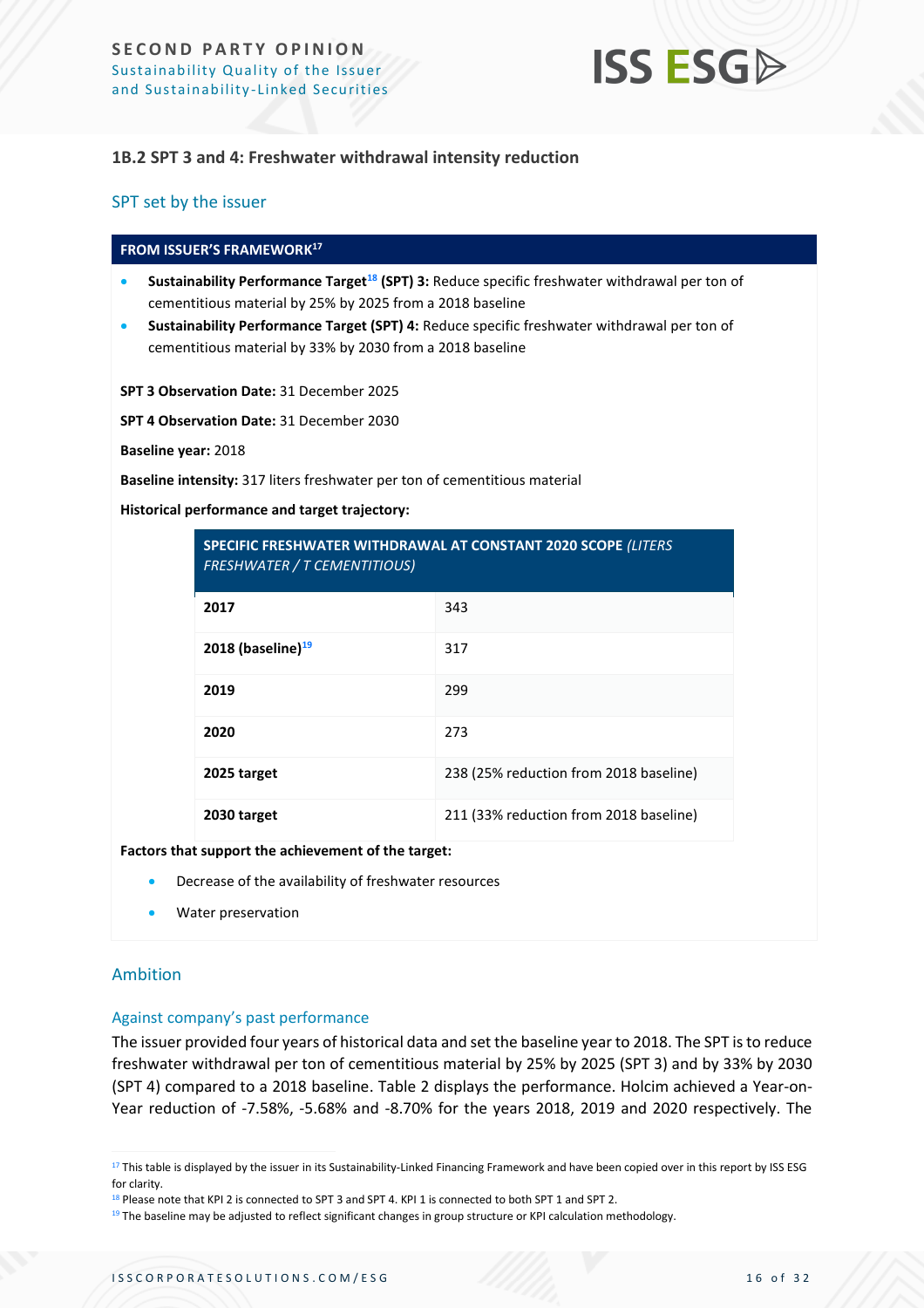### 1B.2 SPT 3 and 4: Freshwater withdrawal intensity reduction

#### SPT set by the issuer

**FROM ISSUER'S FRAMEWORK**[17]

- **Sustainability Performance Target**[18] **(SPT) 3:** Reduce specific freshwater withdrawal per ton of cementitious material by 25% by 2025 from a 2018 baseline
- **Sustainability Performance Target (SPT) 4:** Reduce specific freshwater withdrawal per ton of cementitious material by 33% by 2030 from a 2018 baseline

**SPT 3 Observation Date:** 31 December 2025

**SPT 4 Observation Date:** 31 December 2030

**Baseline year:** 2018

**Baseline intensity:** 317 liters freshwater per ton of cementitious material

**Historical performance and target trajectory:**

| **SPECIFIC FRESHWATER WITHDRAWAL AT CONSTANT 2020 SCOPE** *(LITERS FRESHWATER / T CEMENTITIOUS)* | |
|---|---|
| **2017** | 343 |
| **2018 (baseline)**[19] | 317 |
| **2019** | 299 |
| **2020** | 273 |
| **2025 target** | 238 (25% reduction from 2018 baseline) |
| **2030 target** | 211 (33% reduction from 2018 baseline) |

**Factors that support the achievement of the target:**

- Decrease of the availability of freshwater resources
- Water preservation

#### Ambition

##### Against company's past performance

The issuer provided four years of historical data and set the baseline year to 2018. The SPT is to reduce freshwater withdrawal per ton of cementitious material by 25% by 2025 (SPT 3) and by 33% by 2030 (SPT 4) compared to a 2018 baseline. Table 2 displays the performance. Holcim achieved a Year-on-Year reduction of -7.58%, -5.68% and -8.70% for the years 2018, 2019 and 2020 respectively. The

[17] This table is displayed by the issuer in its Sustainability-Linked Financing Framework and have been copied over in this report by ISS ESG for clarity.

[18] Please note that KPI 2 is connected to SPT 3 and SPT 4. KPI 1 is connected to both SPT 1 and SPT 2.

[19] The baseline may be adjusted to reflect significant changes in group structure or KPI calculation methodology.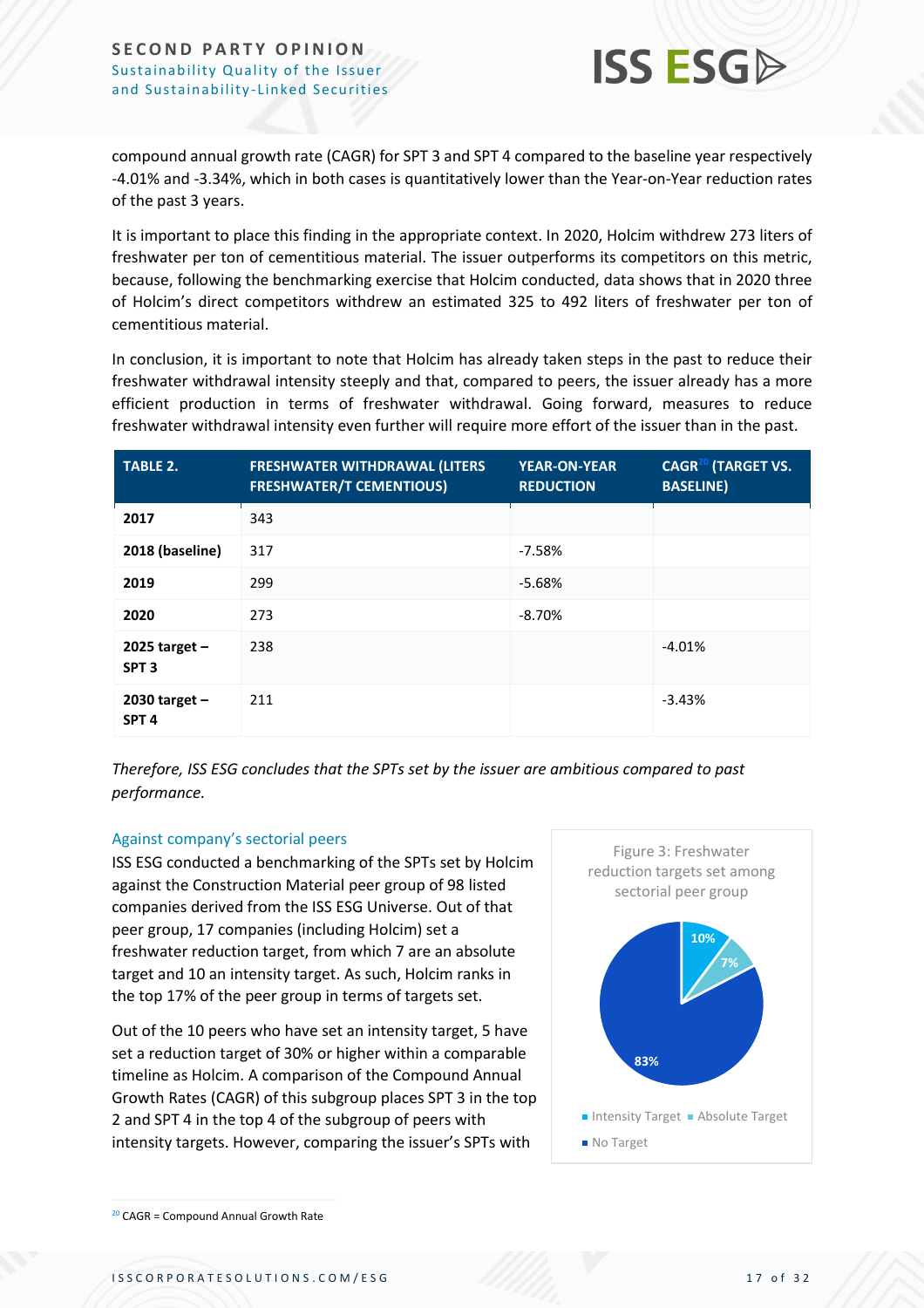compound annual growth rate (CAGR) for SPT 3 and SPT 4 compared to the baseline year respectively -4.01% and -3.34%, which in both cases is quantitatively lower than the Year-on-Year reduction rates of the past 3 years.

It is important to place this finding in the appropriate context. In 2020, Holcim withdrew 273 liters of freshwater per ton of cementitious material. The issuer outperforms its competitors on this metric, because, following the benchmarking exercise that Holcim conducted, data shows that in 2020 three of Holcim's direct competitors withdrew an estimated 325 to 492 liters of freshwater per ton of cementitious material.

In conclusion, it is important to note that Holcim has already taken steps in the past to reduce their freshwater withdrawal intensity steeply and that, compared to peers, the issuer already has a more efficient production in terms of freshwater withdrawal. Going forward, measures to reduce freshwater withdrawal intensity even further will require more effort of the issuer than in the past.

| TABLE 2. | FRESHWATER WITHDRAWAL (LITERS FRESHWATER/T CEMENTIOUS) | YEAR-ON-YEAR REDUCTION | CAGR[20] (TARGET VS. BASELINE) |
|---|---|---|---|
| **2017** | 343 | | |
| **2018 (baseline)** | 317 | -7.58% | |
| **2019** | 299 | -5.68% | |
| **2020** | 273 | -8.70% | |
| **2025 target – SPT 3** | 238 | | -4.01% |
| **2030 target – SPT 4** | 211 | | -3.43% |

*Therefore, ISS ESG concludes that the SPTs set by the issuer are ambitious compared to past performance.*

### Against company's sectorial peers

ISS ESG conducted a benchmarking of the SPTs set by Holcim against the Construction Material peer group of 98 listed companies derived from the ISS ESG Universe. Out of that peer group, 17 companies (including Holcim) set a freshwater reduction target, from which 7 are an absolute target and 10 an intensity target. As such, Holcim ranks in the top 17% of the peer group in terms of targets set.

Out of the 10 peers who have set an intensity target, 5 have set a reduction target of 30% or higher within a comparable timeline as Holcim. A comparison of the Compound Annual Growth Rates (CAGR) of this subgroup places SPT 3 in the top 2 and SPT 4 in the top 4 of the subgroup of peers with intensity targets. However, comparing the issuer's SPTs with

Figure 3: Freshwater reduction targets set among sectorial peer group

- Intensity Target: 10%
- Absolute Target: 7%
- No Target: 83%

[20] CAGR = Compound Annual Growth Rate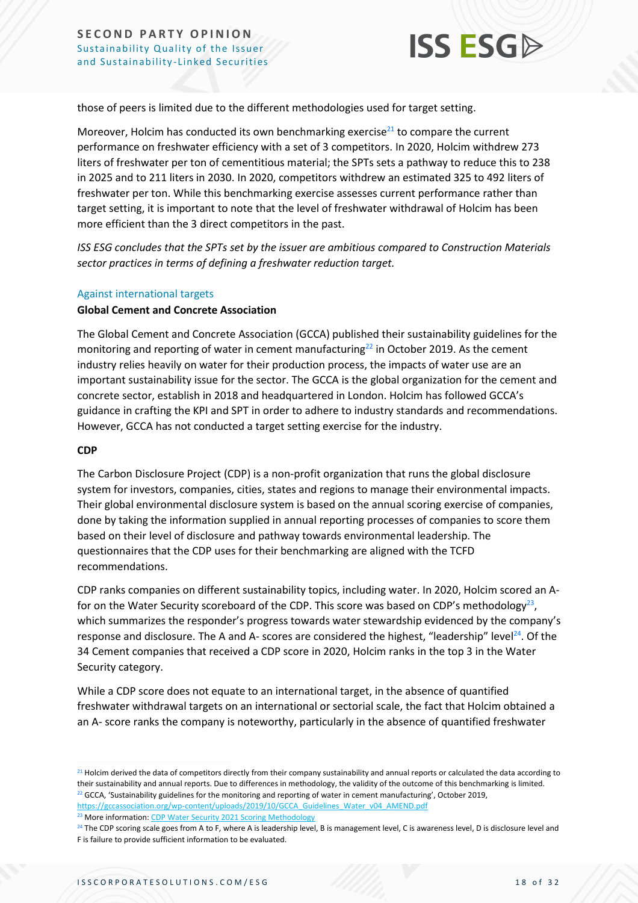those of peers is limited due to the different methodologies used for target setting.

Moreover, Holcim has conducted its own benchmarking exercise[21] to compare the current performance on freshwater efficiency with a set of 3 competitors. In 2020, Holcim withdrew 273 liters of freshwater per ton of cementitious material; the SPTs sets a pathway to reduce this to 238 in 2025 and to 211 liters in 2030. In 2020, competitors withdrew an estimated 325 to 492 liters of freshwater per ton. While this benchmarking exercise assesses current performance rather than target setting, it is important to note that the level of freshwater withdrawal of Holcim has been more efficient than the 3 direct competitors in the past.

*ISS ESG concludes that the SPTs set by the issuer are ambitious compared to Construction Materials sector practices in terms of defining a freshwater reduction target.*

### Against international targets

**Global Cement and Concrete Association**

The Global Cement and Concrete Association (GCCA) published their sustainability guidelines for the monitoring and reporting of water in cement manufacturing[22] in October 2019. As the cement industry relies heavily on water for their production process, the impacts of water use are an important sustainability issue for the sector. The GCCA is the global organization for the cement and concrete sector, establish in 2018 and headquartered in London. Holcim has followed GCCA's guidance in crafting the KPI and SPT in order to adhere to industry standards and recommendations. However, GCCA has not conducted a target setting exercise for the industry.

**CDP**

The Carbon Disclosure Project (CDP) is a non-profit organization that runs the global disclosure system for investors, companies, cities, states and regions to manage their environmental impacts. Their global environmental disclosure system is based on the annual scoring exercise of companies, done by taking the information supplied in annual reporting processes of companies to score them based on their level of disclosure and pathway towards environmental leadership. The questionnaires that the CDP uses for their benchmarking are aligned with the TCFD recommendations.

CDP ranks companies on different sustainability topics, including water. In 2020, Holcim scored an A- for on the Water Security scoreboard of the CDP. This score was based on CDP's methodology[23], which summarizes the responder's progress towards water stewardship evidenced by the company's response and disclosure. The A and A- scores are considered the highest, "leadership" level[24]. Of the 34 Cement companies that received a CDP score in 2020, Holcim ranks in the top 3 in the Water Security category.

While a CDP score does not equate to an international target, in the absence of quantified freshwater withdrawal targets on an international or sectorial scale, the fact that Holcim obtained a an A- score ranks the company is noteworthy, particularly in the absence of quantified freshwater

---

[21] Holcim derived the data of competitors directly from their company sustainability and annual reports or calculated the data according to their sustainability and annual reports. Due to differences in methodology, the validity of the outcome of this benchmarking is limited.

[22] GCCA, 'Sustainability guidelines for the monitoring and reporting of water in cement manufacturing', October 2019, https://gccassociation.org/wp-content/uploads/2019/10/GCCA_Guidelines_Water_v04_AMEND.pdf

[23] More information: CDP Water Security 2021 Scoring Methodology

[24] The CDP scoring scale goes from A to F, where A is leadership level, B is management level, C is awareness level, D is disclosure level and F is failure to provide sufficient information to be evaluated.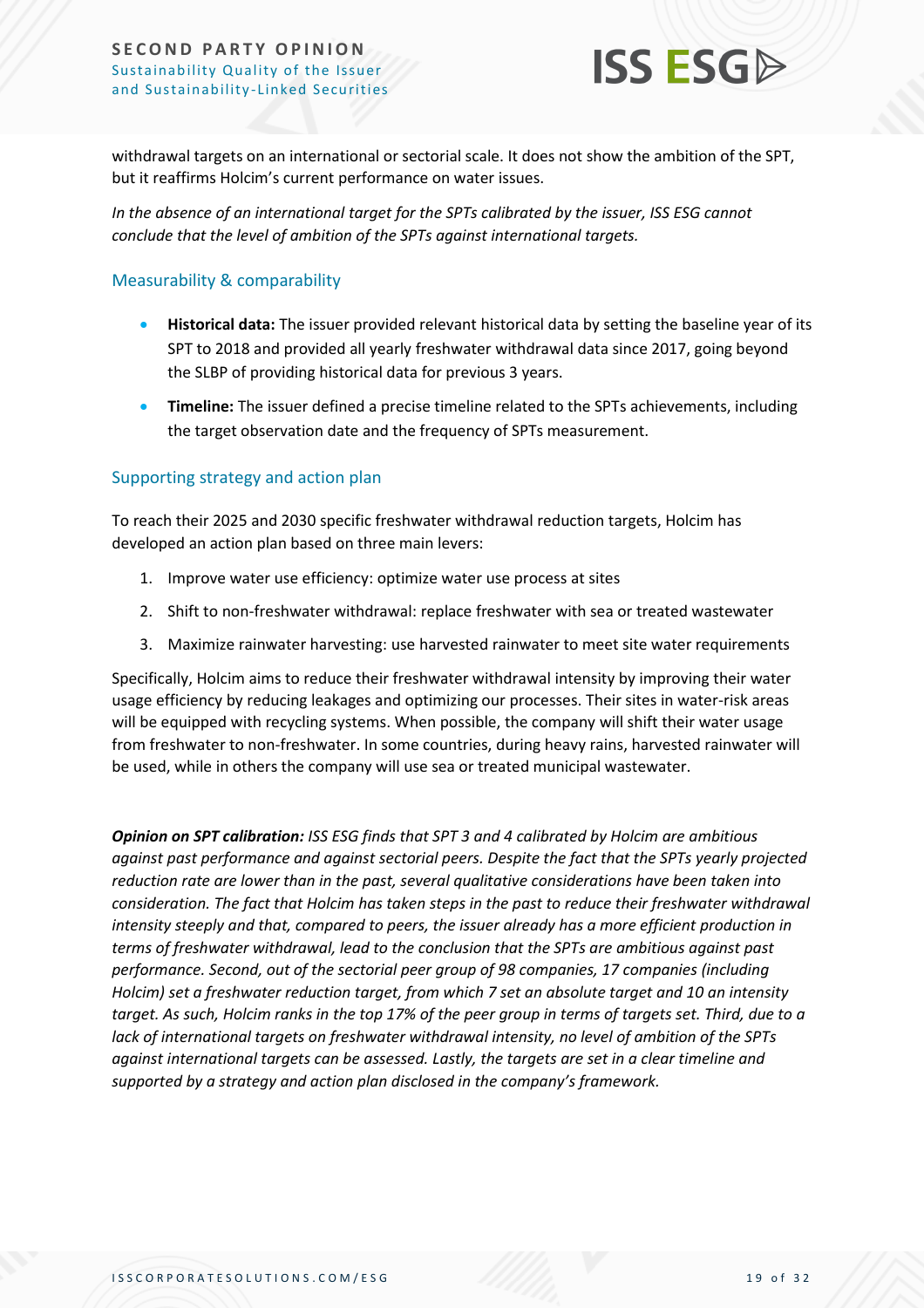withdrawal targets on an international or sectorial scale. It does not show the ambition of the SPT, but it reaffirms Holcim's current performance on water issues.

*In the absence of an international target for the SPTs calibrated by the issuer, ISS ESG cannot conclude that the level of ambition of the SPTs against international targets.*

### Measurability & comparability

- **Historical data:** The issuer provided relevant historical data by setting the baseline year of its SPT to 2018 and provided all yearly freshwater withdrawal data since 2017, going beyond the SLBP of providing historical data for previous 3 years.
- **Timeline:** The issuer defined a precise timeline related to the SPTs achievements, including the target observation date and the frequency of SPTs measurement.

### Supporting strategy and action plan

To reach their 2025 and 2030 specific freshwater withdrawal reduction targets, Holcim has developed an action plan based on three main levers:

1. Improve water use efficiency: optimize water use process at sites
2. Shift to non-freshwater withdrawal: replace freshwater with sea or treated wastewater
3. Maximize rainwater harvesting: use harvested rainwater to meet site water requirements

Specifically, Holcim aims to reduce their freshwater withdrawal intensity by improving their water usage efficiency by reducing leakages and optimizing our processes. Their sites in water-risk areas will be equipped with recycling systems. When possible, the company will shift their water usage from freshwater to non-freshwater. In some countries, during heavy rains, harvested rainwater will be used, while in others the company will use sea or treated municipal wastewater.

***Opinion on SPT calibration:*** *ISS ESG finds that SPT 3 and 4 calibrated by Holcim are ambitious against past performance and against sectorial peers. Despite the fact that the SPTs yearly projected reduction rate are lower than in the past, several qualitative considerations have been taken into consideration. The fact that Holcim has taken steps in the past to reduce their freshwater withdrawal intensity steeply and that, compared to peers, the issuer already has a more efficient production in terms of freshwater withdrawal, lead to the conclusion that the SPTs are ambitious against past performance. Second, out of the sectorial peer group of 98 companies, 17 companies (including Holcim) set a freshwater reduction target, from which 7 set an absolute target and 10 an intensity target. As such, Holcim ranks in the top 17% of the peer group in terms of targets set. Third, due to a lack of international targets on freshwater withdrawal intensity, no level of ambition of the SPTs against international targets can be assessed. Lastly, the targets are set in a clear timeline and supported by a strategy and action plan disclosed in the company's framework.*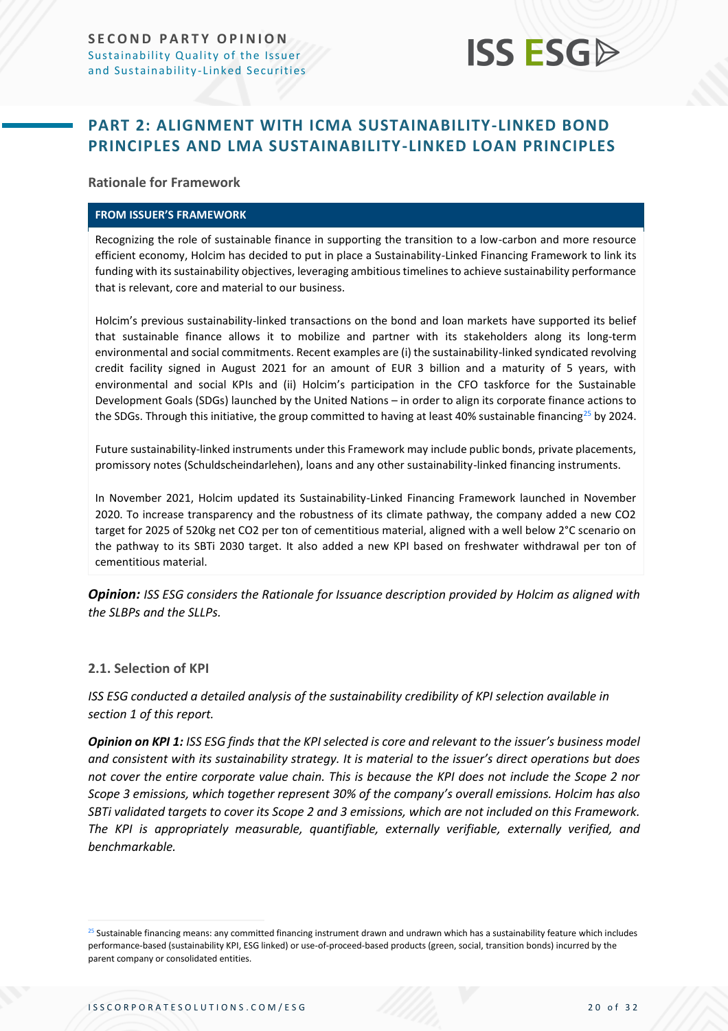## PART 2: ALIGNMENT WITH ICMA SUSTAINABILITY-LINKED BOND PRINCIPLES AND LMA SUSTAINABILITY-LINKED LOAN PRINCIPLES

### Rationale for Framework

**FROM ISSUER'S FRAMEWORK**

Recognizing the role of sustainable finance in supporting the transition to a low-carbon and more resource efficient economy, Holcim has decided to put in place a Sustainability-Linked Financing Framework to link its funding with its sustainability objectives, leveraging ambitious timelines to achieve sustainability performance that is relevant, core and material to our business.

Holcim's previous sustainability-linked transactions on the bond and loan markets have supported its belief that sustainable finance allows it to mobilize and partner with its stakeholders along its long-term environmental and social commitments. Recent examples are (i) the sustainability-linked syndicated revolving credit facility signed in August 2021 for an amount of EUR 3 billion and a maturity of 5 years, with environmental and social KPIs and (ii) Holcim's participation in the CFO taskforce for the Sustainable Development Goals (SDGs) launched by the United Nations – in order to align its corporate finance actions to the SDGs. Through this initiative, the group committed to having at least 40% sustainable financing[25] by 2024.

Future sustainability-linked instruments under this Framework may include public bonds, private placements, promissory notes (Schuldscheindarlehen), loans and any other sustainability-linked financing instruments.

In November 2021, Holcim updated its Sustainability-Linked Financing Framework launched in November 2020. To increase transparency and the robustness of its climate pathway, the company added a new CO2 target for 2025 of 520kg net CO2 per ton of cementitious material, aligned with a well below 2°C scenario on the pathway to its SBTi 2030 target. It also added a new KPI based on freshwater withdrawal per ton of cementitious material.

***Opinion:*** *ISS ESG considers the Rationale for Issuance description provided by Holcim as aligned with the SLBPs and the SLLPs.*

### 2.1. Selection of KPI

*ISS ESG conducted a detailed analysis of the sustainability credibility of KPI selection available in section 1 of this report.*

***Opinion on KPI 1:*** *ISS ESG finds that the KPI selected is core and relevant to the issuer's business model and consistent with its sustainability strategy. It is material to the issuer's direct operations but does not cover the entire corporate value chain. This is because the KPI does not include the Scope 2 nor Scope 3 emissions, which together represent 30% of the company's overall emissions. Holcim has also SBTi validated targets to cover its Scope 2 and 3 emissions, which are not included on this Framework. The KPI is appropriately measurable, quantifiable, externally verifiable, externally verified, and benchmarkable.*

[25] Sustainable financing means: any committed financing instrument drawn and undrawn which has a sustainability feature which includes performance-based (sustainability KPI, ESG linked) or use-of-proceed-based products (green, social, transition bonds) incurred by the parent company or consolidated entities.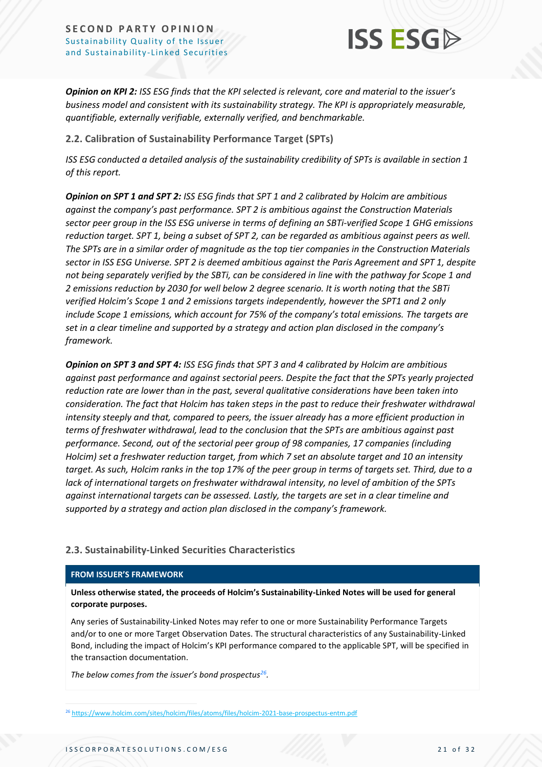***Opinion on KPI 2:*** *ISS ESG finds that the KPI selected is relevant, core and material to the issuer's business model and consistent with its sustainability strategy. The KPI is appropriately measurable, quantifiable, externally verifiable, externally verified, and benchmarkable.*

### 2.2. Calibration of Sustainability Performance Target (SPTs)

*ISS ESG conducted a detailed analysis of the sustainability credibility of SPTs is available in section 1 of this report.*

***Opinion on SPT 1 and SPT 2:*** *ISS ESG finds that SPT 1 and 2 calibrated by Holcim are ambitious against the company's past performance. SPT 2 is ambitious against the Construction Materials sector peer group in the ISS ESG universe in terms of defining an SBTi-verified Scope 1 GHG emissions reduction target. SPT 1, being a subset of SPT 2, can be regarded as ambitious against peers as well. The SPTs are in a similar order of magnitude as the top tier companies in the Construction Materials sector in ISS ESG Universe. SPT 2 is deemed ambitious against the Paris Agreement and SPT 1, despite not being separately verified by the SBTi, can be considered in line with the pathway for Scope 1 and 2 emissions reduction by 2030 for well below 2 degree scenario. It is worth noting that the SBTi verified Holcim's Scope 1 and 2 emissions targets independently, however the SPT1 and 2 only include Scope 1 emissions, which account for 75% of the company's total emissions. The targets are set in a clear timeline and supported by a strategy and action plan disclosed in the company's framework.*

***Opinion on SPT 3 and SPT 4:*** *ISS ESG finds that SPT 3 and 4 calibrated by Holcim are ambitious against past performance and against sectorial peers. Despite the fact that the SPTs yearly projected reduction rate are lower than in the past, several qualitative considerations have been taken into consideration. The fact that Holcim has taken steps in the past to reduce their freshwater withdrawal intensity steeply and that, compared to peers, the issuer already has a more efficient production in terms of freshwater withdrawal, lead to the conclusion that the SPTs are ambitious against past performance. Second, out of the sectorial peer group of 98 companies, 17 companies (including Holcim) set a freshwater reduction target, from which 7 set an absolute target and 10 an intensity target. As such, Holcim ranks in the top 17% of the peer group in terms of targets set. Third, due to a lack of international targets on freshwater withdrawal intensity, no level of ambition of the SPTs against international targets can be assessed. Lastly, the targets are set in a clear timeline and supported by a strategy and action plan disclosed in the company's framework.*

### 2.3. Sustainability-Linked Securities Characteristics

**FROM ISSUER'S FRAMEWORK**

**Unless otherwise stated, the proceeds of Holcim's Sustainability-Linked Notes will be used for general corporate purposes.**

Any series of Sustainability-Linked Notes may refer to one or more Sustainability Performance Targets and/or to one or more Target Observation Dates. The structural characteristics of any Sustainability-Linked Bond, including the impact of Holcim's KPI performance compared to the applicable SPT, will be specified in the transaction documentation.

*The below comes from the issuer's bond prospectus[26].*

[26] https://www.holcim.com/sites/holcim/files/atoms/files/holcim-2021-base-prospectus-entm.pdf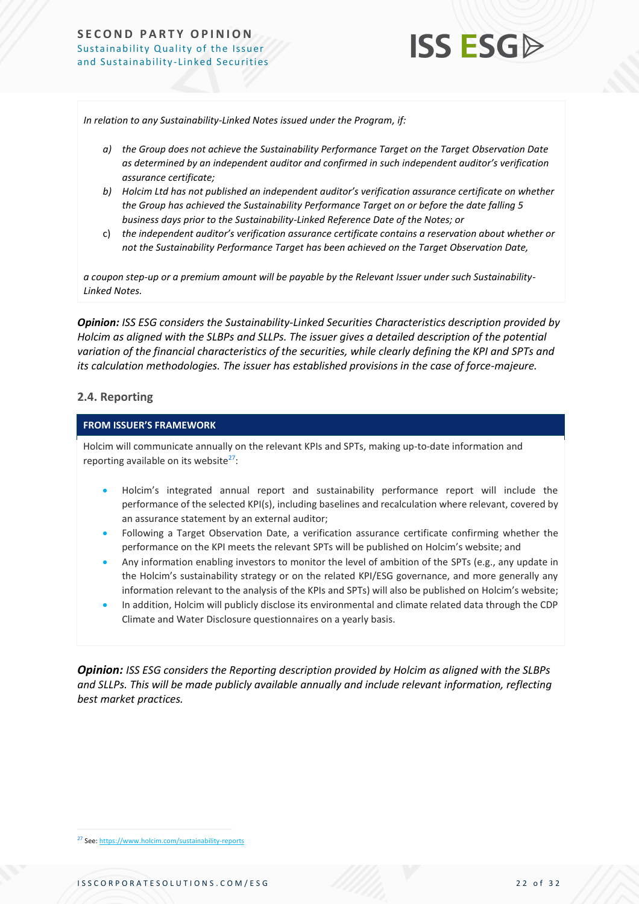*In relation to any Sustainability-Linked Notes issued under the Program, if:*

- *a) the Group does not achieve the Sustainability Performance Target on the Target Observation Date as determined by an independent auditor and confirmed in such independent auditor's verification assurance certificate;*
- *b) Holcim Ltd has not published an independent auditor's verification assurance certificate on whether the Group has achieved the Sustainability Performance Target on or before the date falling 5 business days prior to the Sustainability-Linked Reference Date of the Notes; or*
- c) *the independent auditor's verification assurance certificate contains a reservation about whether or not the Sustainability Performance Target has been achieved on the Target Observation Date,*

*a coupon step-up or a premium amount will be payable by the Relevant Issuer under such Sustainability-Linked Notes.*

***Opinion:*** *ISS ESG considers the Sustainability-Linked Securities Characteristics description provided by Holcim as aligned with the SLBPs and SLLPs. The issuer gives a detailed description of the potential variation of the financial characteristics of the securities, while clearly defining the KPI and SPTs and its calculation methodologies. The issuer has established provisions in the case of force-majeure.*

## 2.4. Reporting

**FROM ISSUER'S FRAMEWORK**

Holcim will communicate annually on the relevant KPIs and SPTs, making up-to-date information and reporting available on its website[27]:

- Holcim's integrated annual report and sustainability performance report will include the performance of the selected KPI(s), including baselines and recalculation where relevant, covered by an assurance statement by an external auditor;
- Following a Target Observation Date, a verification assurance certificate confirming whether the performance on the KPI meets the relevant SPTs will be published on Holcim's website; and
- Any information enabling investors to monitor the level of ambition of the SPTs (e.g., any update in the Holcim's sustainability strategy or on the related KPI/ESG governance, and more generally any information relevant to the analysis of the KPIs and SPTs) will also be published on Holcim's website;
- In addition, Holcim will publicly disclose its environmental and climate related data through the CDP Climate and Water Disclosure questionnaires on a yearly basis.

***Opinion:*** *ISS ESG considers the Reporting description provided by Holcim as aligned with the SLBPs and SLLPs. This will be made publicly available annually and include relevant information, reflecting best market practices.*

[27] See: https://www.holcim.com/sustainability-reports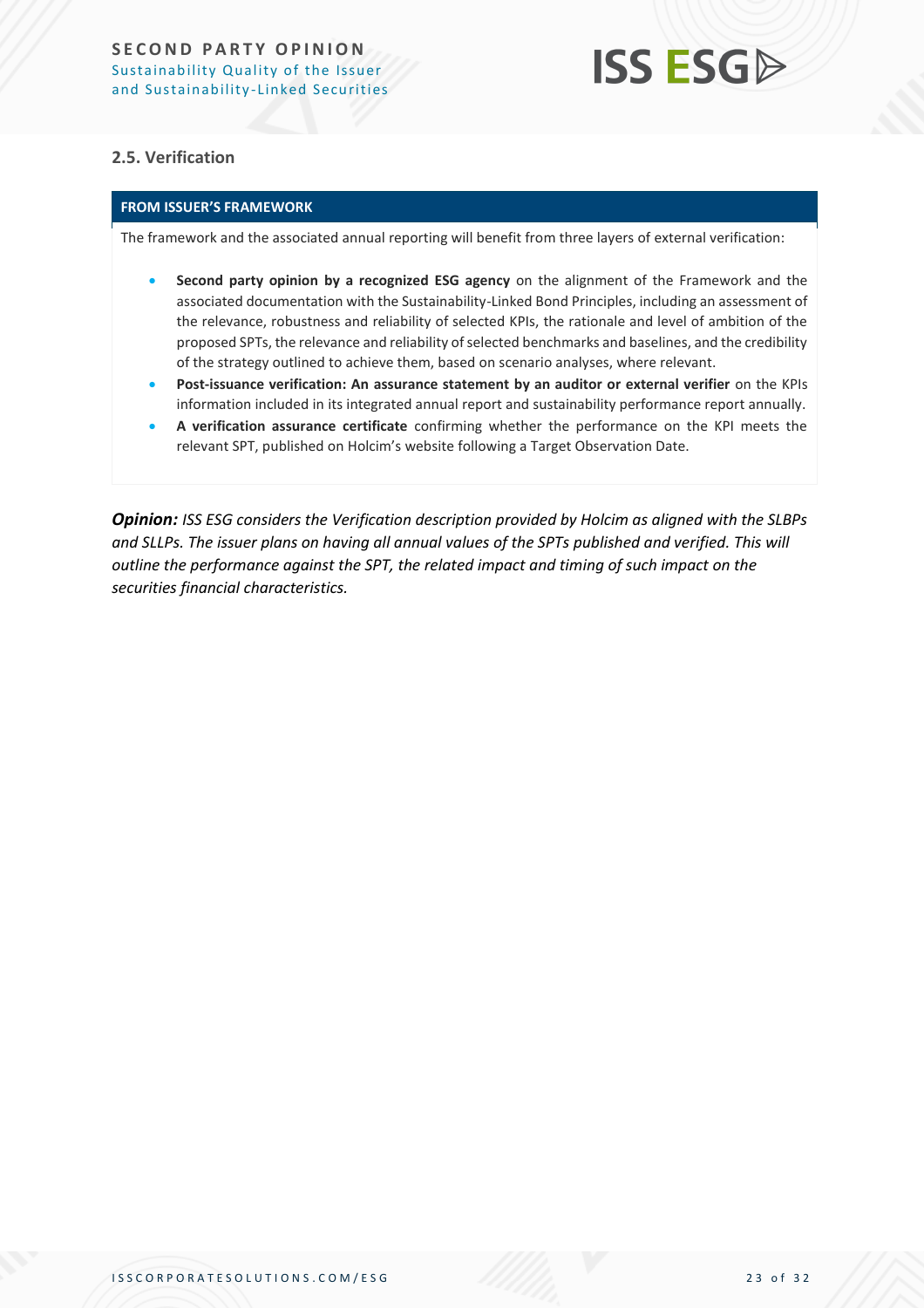### 2.5. Verification

**FROM ISSUER'S FRAMEWORK**

The framework and the associated annual reporting will benefit from three layers of external verification:

- **Second party opinion by a recognized ESG agency** on the alignment of the Framework and the associated documentation with the Sustainability-Linked Bond Principles, including an assessment of the relevance, robustness and reliability of selected KPIs, the rationale and level of ambition of the proposed SPTs, the relevance and reliability of selected benchmarks and baselines, and the credibility of the strategy outlined to achieve them, based on scenario analyses, where relevant.
- **Post-issuance verification: An assurance statement by an auditor or external verifier** on the KPIs information included in its integrated annual report and sustainability performance report annually.
- **A verification assurance certificate** confirming whether the performance on the KPI meets the relevant SPT, published on Holcim's website following a Target Observation Date.

***Opinion:*** *ISS ESG considers the Verification description provided by Holcim as aligned with the SLBPs and SLLPs. The issuer plans on having all annual values of the SPTs published and verified. This will outline the performance against the SPT, the related impact and timing of such impact on the securities financial characteristics.*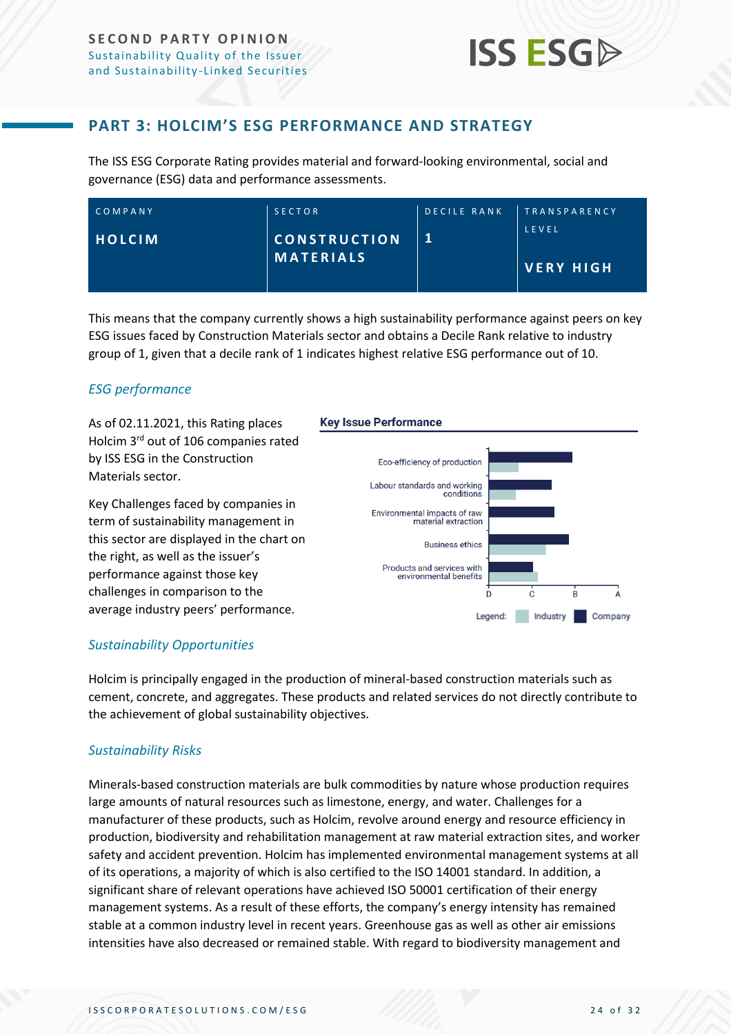## PART 3: HOLCIM'S ESG PERFORMANCE AND STRATEGY

The ISS ESG Corporate Rating provides material and forward-looking environmental, social and governance (ESG) data and performance assessments.

| COMPANY | SECTOR | DECILE RANK | TRANSPARENCY LEVEL |
|---|---|---|---|
| HOLCIM | CONSTRUCTION MATERIALS | 1 | VERY HIGH |

This means that the company currently shows a high sustainability performance against peers on key ESG issues faced by Construction Materials sector and obtains a Decile Rank relative to industry group of 1, given that a decile rank of 1 indicates highest relative ESG performance out of 10.

### *ESG performance*

As of 02.11.2021, this Rating places Holcim 3rd out of 106 companies rated by ISS ESG in the Construction Materials sector.

Key Challenges faced by companies in term of sustainability management in this sector are displayed in the chart on the right, as well as the issuer's performance against those key challenges in comparison to the average industry peers' performance.

**Key Issue Performance**

- Eco-efficiency of production
- Labour standards and working conditions
- Environmental impacts of raw material extraction
- Business ethics
- Products and services with environmental benefits

Scale: D, C, B, A

Legend: Industry, Company

### *Sustainability Opportunities*

Holcim is principally engaged in the production of mineral-based construction materials such as cement, concrete, and aggregates. These products and related services do not directly contribute to the achievement of global sustainability objectives.

### *Sustainability Risks*

Minerals-based construction materials are bulk commodities by nature whose production requires large amounts of natural resources such as limestone, energy, and water. Challenges for a manufacturer of these products, such as Holcim, revolve around energy and resource efficiency in production, biodiversity and rehabilitation management at raw material extraction sites, and worker safety and accident prevention. Holcim has implemented environmental management systems at all of its operations, a majority of which is also certified to the ISO 14001 standard. In addition, a significant share of relevant operations have achieved ISO 50001 certification of their energy management systems. As a result of these efforts, the company's energy intensity has remained stable at a common industry level in recent years. Greenhouse gas as well as other air emissions intensities have also decreased or remained stable. With regard to biodiversity management and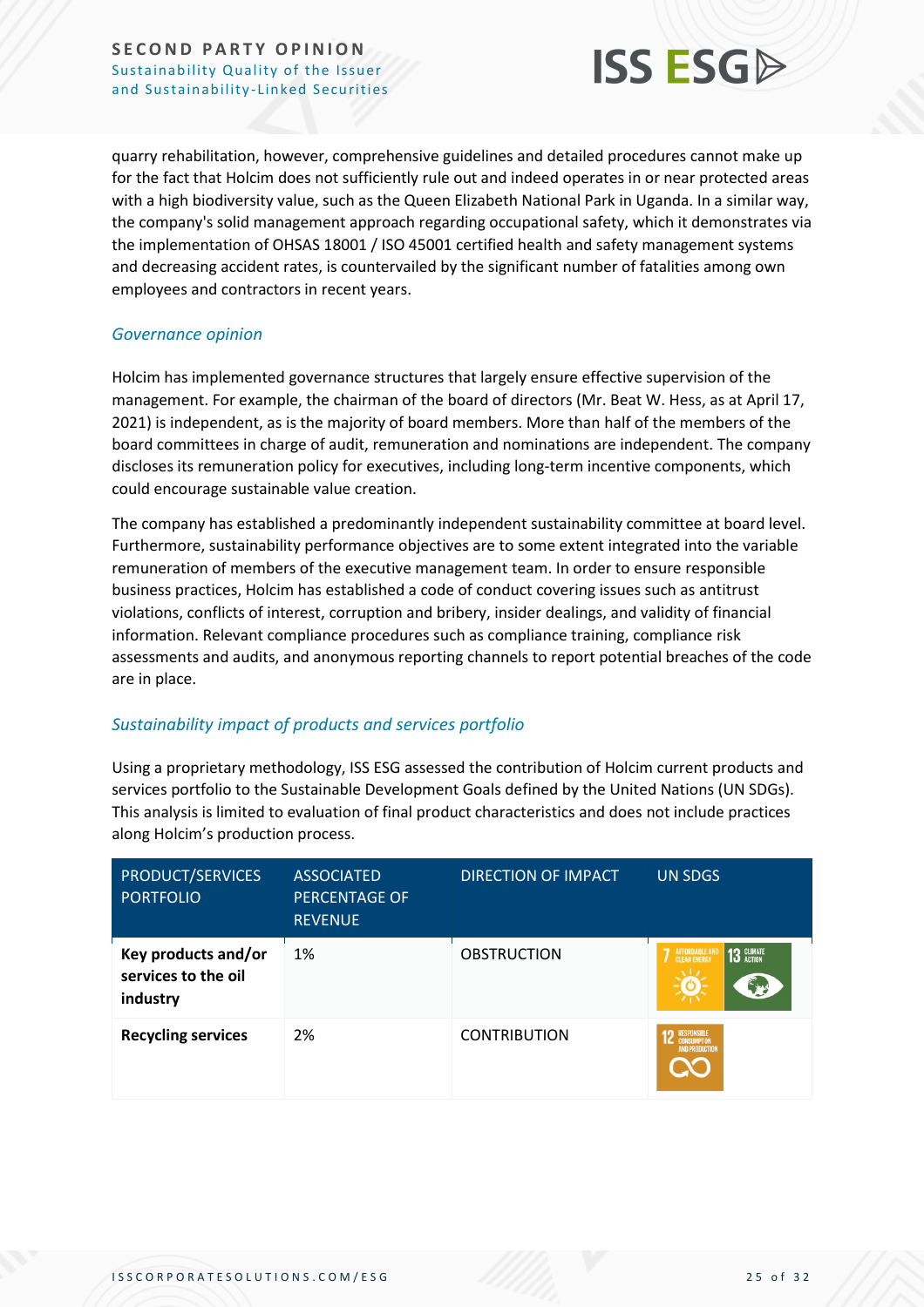quarry rehabilitation, however, comprehensive guidelines and detailed procedures cannot make up for the fact that Holcim does not sufficiently rule out and indeed operates in or near protected areas with a high biodiversity value, such as the Queen Elizabeth National Park in Uganda. In a similar way, the company's solid management approach regarding occupational safety, which it demonstrates via the implementation of OHSAS 18001 / ISO 45001 certified health and safety management systems and decreasing accident rates, is countervailed by the significant number of fatalities among own employees and contractors in recent years.

### *Governance opinion*

Holcim has implemented governance structures that largely ensure effective supervision of the management. For example, the chairman of the board of directors (Mr. Beat W. Hess, as at April 17, 2021) is independent, as is the majority of board members. More than half of the members of the board committees in charge of audit, remuneration and nominations are independent. The company discloses its remuneration policy for executives, including long-term incentive components, which could encourage sustainable value creation.

The company has established a predominantly independent sustainability committee at board level. Furthermore, sustainability performance objectives are to some extent integrated into the variable remuneration of members of the executive management team. In order to ensure responsible business practices, Holcim has established a code of conduct covering issues such as antitrust violations, conflicts of interest, corruption and bribery, insider dealings, and validity of financial information. Relevant compliance procedures such as compliance training, compliance risk assessments and audits, and anonymous reporting channels to report potential breaches of the code are in place.

### *Sustainability impact of products and services portfolio*

Using a proprietary methodology, ISS ESG assessed the contribution of Holcim current products and services portfolio to the Sustainable Development Goals defined by the United Nations (UN SDGs). This analysis is limited to evaluation of final product characteristics and does not include practices along Holcim's production process.

| PRODUCT/SERVICES PORTFOLIO | ASSOCIATED PERCENTAGE OF REVENUE | DIRECTION OF IMPACT | UN SDGS |
|---|---|---|---|
| **Key products and/or services to the oil industry** | 1% | OBSTRUCTION | 7 Affordable and Clean Energy, 13 Climate Action |
| **Recycling services** | 2% | CONTRIBUTION | 12 Responsible Consumption and Production |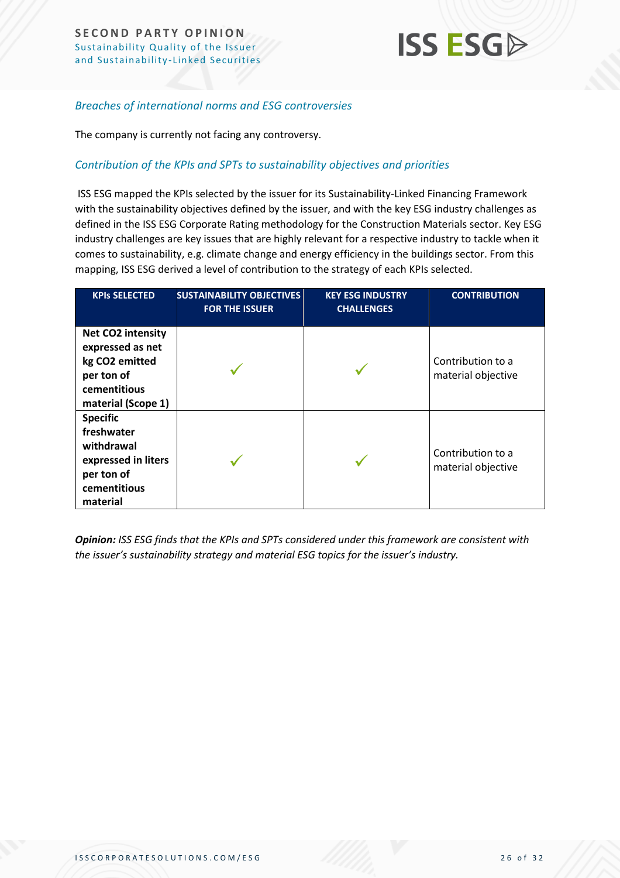### Breaches of international norms and ESG controversies

The company is currently not facing any controversy.

### Contribution of the KPIs and SPTs to sustainability objectives and priorities

ISS ESG mapped the KPIs selected by the issuer for its Sustainability-Linked Financing Framework with the sustainability objectives defined by the issuer, and with the key ESG industry challenges as defined in the ISS ESG Corporate Rating methodology for the Construction Materials sector. Key ESG industry challenges are key issues that are highly relevant for a respective industry to tackle when it comes to sustainability, e.g. climate change and energy efficiency in the buildings sector. From this mapping, ISS ESG derived a level of contribution to the strategy of each KPIs selected.

| KPIs SELECTED | SUSTAINABILITY OBJECTIVES FOR THE ISSUER | KEY ESG INDUSTRY CHALLENGES | CONTRIBUTION |
|---|---|---|---|
| **Net $CO_2$ intensity expressed as net kg $CO_2$ emitted per ton of cementitious material (Scope 1)** | ✓ | ✓ | Contribution to a material objective |
| **Specific freshwater withdrawal expressed in liters per ton of cementitious material** | ✓ | ✓ | Contribution to a material objective |

***Opinion:*** *ISS ESG finds that the KPIs and SPTs considered under this framework are consistent with the issuer's sustainability strategy and material ESG topics for the issuer's industry.*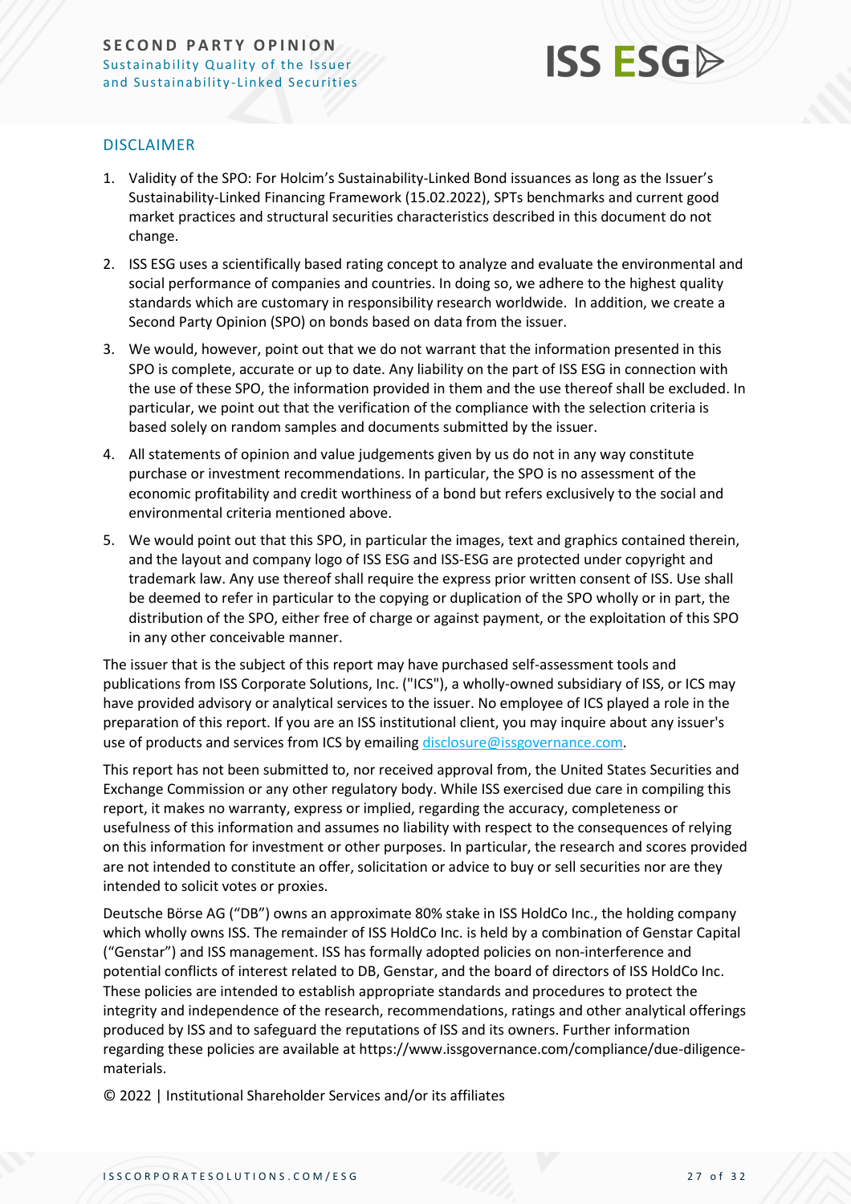## DISCLAIMER

1. Validity of the SPO: For Holcim's Sustainability-Linked Bond issuances as long as the Issuer's Sustainability-Linked Financing Framework (15.02.2022), SPTs benchmarks and current good market practices and structural securities characteristics described in this document do not change.
2. ISS ESG uses a scientifically based rating concept to analyze and evaluate the environmental and social performance of companies and countries. In doing so, we adhere to the highest quality standards which are customary in responsibility research worldwide. In addition, we create a Second Party Opinion (SPO) on bonds based on data from the issuer.
3. We would, however, point out that we do not warrant that the information presented in this SPO is complete, accurate or up to date. Any liability on the part of ISS ESG in connection with the use of these SPO, the information provided in them and the use thereof shall be excluded. In particular, we point out that the verification of the compliance with the selection criteria is based solely on random samples and documents submitted by the issuer.
4. All statements of opinion and value judgements given by us do not in any way constitute purchase or investment recommendations. In particular, the SPO is no assessment of the economic profitability and credit worthiness of a bond but refers exclusively to the social and environmental criteria mentioned above.
5. We would point out that this SPO, in particular the images, text and graphics contained therein, and the layout and company logo of ISS ESG and ISS-ESG are protected under copyright and trademark law. Any use thereof shall require the express prior written consent of ISS. Use shall be deemed to refer in particular to the copying or duplication of the SPO wholly or in part, the distribution of the SPO, either free of charge or against payment, or the exploitation of this SPO in any other conceivable manner.

The issuer that is the subject of this report may have purchased self-assessment tools and publications from ISS Corporate Solutions, Inc. ("ICS"), a wholly-owned subsidiary of ISS, or ICS may have provided advisory or analytical services to the issuer. No employee of ICS played a role in the preparation of this report. If you are an ISS institutional client, you may inquire about any issuer's use of products and services from ICS by emailing disclosure@issgovernance.com.

This report has not been submitted to, nor received approval from, the United States Securities and Exchange Commission or any other regulatory body. While ISS exercised due care in compiling this report, it makes no warranty, express or implied, regarding the accuracy, completeness or usefulness of this information and assumes no liability with respect to the consequences of relying on this information for investment or other purposes. In particular, the research and scores provided are not intended to constitute an offer, solicitation or advice to buy or sell securities nor are they intended to solicit votes or proxies.

Deutsche Börse AG ("DB") owns an approximate 80% stake in ISS HoldCo Inc., the holding company which wholly owns ISS. The remainder of ISS HoldCo Inc. is held by a combination of Genstar Capital ("Genstar") and ISS management. ISS has formally adopted policies on non-interference and potential conflicts of interest related to DB, Genstar, and the board of directors of ISS HoldCo Inc. These policies are intended to establish appropriate standards and procedures to protect the integrity and independence of the research, recommendations, ratings and other analytical offerings produced by ISS and to safeguard the reputations of ISS and its owners. Further information regarding these policies are available at https://www.issgovernance.com/compliance/due-diligence-materials.

© 2022 | Institutional Shareholder Services and/or its affiliates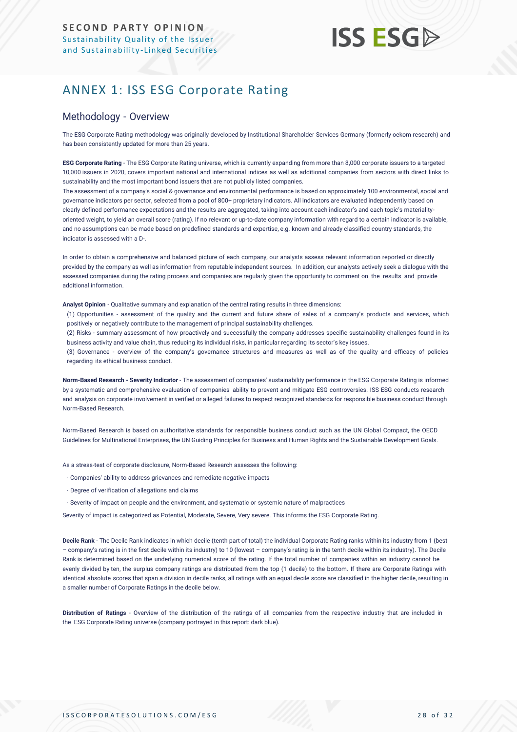# ANNEX 1: ISS ESG Corporate Rating

## Methodology - Overview

The ESG Corporate Rating methodology was originally developed by Institutional Shareholder Services Germany (formerly oekom research) and has been consistently updated for more than 25 years.

**ESG Corporate Rating** - The ESG Corporate Rating universe, which is currently expanding from more than 8,000 corporate issuers to a targeted 10,000 issuers in 2020, covers important national and international indices as well as additional companies from sectors with direct links to sustainability and the most important bond issuers that are not publicly listed companies.

The assessment of a company's social & governance and environmental performance is based on approximately 100 environmental, social and governance indicators per sector, selected from a pool of 800+ proprietary indicators. All indicators are evaluated independently based on clearly defined performance expectations and the results are aggregated, taking into account each indicator's and each topic's materiality-oriented weight, to yield an overall score (rating). If no relevant or up-to-date company information with regard to a certain indicator is available, and no assumptions can be made based on predefined standards and expertise, e.g. known and already classified country standards, the indicator is assessed with a D-.

In order to obtain a comprehensive and balanced picture of each company, our analysts assess relevant information reported or directly provided by the company as well as information from reputable independent sources. In addition, our analysts actively seek a dialogue with the assessed companies during the rating process and companies are regularly given the opportunity to comment on the results and provide additional information.

**Analyst Opinion** - Qualitative summary and explanation of the central rating results in three dimensions:

(1) Opportunities - assessment of the quality and the current and future share of sales of a company's products and services, which positively or negatively contribute to the management of principal sustainability challenges.

(2) Risks - summary assessment of how proactively and successfully the company addresses specific sustainability challenges found in its business activity and value chain, thus reducing its individual risks, in particular regarding its sector's key issues.

(3) Governance - overview of the company's governance structures and measures as well as of the quality and efficacy of policies regarding its ethical business conduct.

**Norm-Based Research - Severity Indicator** - The assessment of companies' sustainability performance in the ESG Corporate Rating is informed by a systematic and comprehensive evaluation of companies' ability to prevent and mitigate ESG controversies. ISS ESG conducts research and analysis on corporate involvement in verified or alleged failures to respect recognized standards for responsible business conduct through Norm-Based Research.

Norm-Based Research is based on authoritative standards for responsible business conduct such as the UN Global Compact, the OECD Guidelines for Multinational Enterprises, the UN Guiding Principles for Business and Human Rights and the Sustainable Development Goals.

As a stress-test of corporate disclosure, Norm-Based Research assesses the following:

- Companies' ability to address grievances and remediate negative impacts
- Degree of verification of allegations and claims
- Severity of impact on people and the environment, and systematic or systemic nature of malpractices

Severity of impact is categorized as Potential, Moderate, Severe, Very severe. This informs the ESG Corporate Rating.

**Decile Rank** - The Decile Rank indicates in which decile (tenth part of total) the individual Corporate Rating ranks within its industry from 1 (best – company's rating is in the first decile within its industry) to 10 (lowest – company's rating is in the tenth decile within its industry). The Decile Rank is determined based on the underlying numerical score of the rating. If the total number of companies within an industry cannot be evenly divided by ten, the surplus company ratings are distributed from the top (1 decile) to the bottom. If there are Corporate Ratings with identical absolute scores that span a division in decile ranks, all ratings with an equal decile score are classified in the higher decile, resulting in a smaller number of Corporate Ratings in the decile below.

**Distribution of Ratings** - Overview of the distribution of the ratings of all companies from the respective industry that are included in the ESG Corporate Rating universe (company portrayed in this report: dark blue).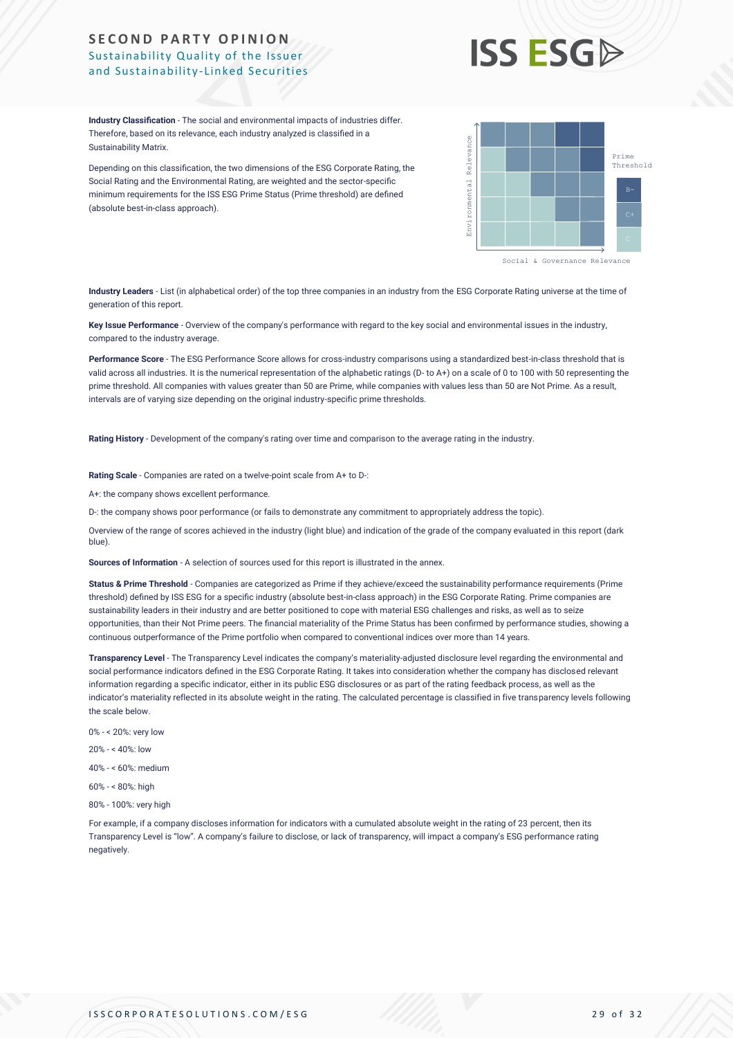**Industry Classification** - The social and environmental impacts of industries differ. Therefore, based on its relevance, each industry analyzed is classified in a Sustainability Matrix.

Depending on this classification, the two dimensions of the ESG Corporate Rating, the Social Rating and the Environmental Rating, are weighted and the sector-specific minimum requirements for the ISS ESG Prime Status (Prime threshold) are defined (absolute best-in-class approach).

**Industry Leaders** - List (in alphabetical order) of the top three companies in an industry from the ESG Corporate Rating universe at the time of generation of this report.

**Key Issue Performance** - Overview of the company's performance with regard to the key social and environmental issues in the industry, compared to the industry average.

**Performance Score** - The ESG Performance Score allows for cross-industry comparisons using a standardized best-in-class threshold that is valid across all industries. It is the numerical representation of the alphabetic ratings (D- to A+) on a scale of 0 to 100 with 50 representing the prime threshold. All companies with values greater than 50 are Prime, while companies with values less than 50 are Not Prime. As a result, intervals are of varying size depending on the original industry-specific prime thresholds.

**Rating History** - Development of the company's rating over time and comparison to the average rating in the industry.

**Rating Scale** - Companies are rated on a twelve-point scale from A+ to D-:

A+: the company shows excellent performance.

D-: the company shows poor performance (or fails to demonstrate any commitment to appropriately address the topic).

Overview of the range of scores achieved in the industry (light blue) and indication of the grade of the company evaluated in this report (dark blue).

**Sources of Information** - A selection of sources used for this report is illustrated in the annex.

**Status & Prime Threshold** - Companies are categorized as Prime if they achieve/exceed the sustainability performance requirements (Prime threshold) defined by ISS ESG for a specific industry (absolute best-in-class approach) in the ESG Corporate Rating. Prime companies are sustainability leaders in their industry and are better positioned to cope with material ESG challenges and risks, as well as to seize opportunities, than their Not Prime peers. The financial materiality of the Prime Status has been confirmed by performance studies, showing a continuous outperformance of the Prime portfolio when compared to conventional indices over more than 14 years.

**Transparency Level** - The Transparency Level indicates the company's materiality-adjusted disclosure level regarding the environmental and social performance indicators defined in the ESG Corporate Rating. It takes into consideration whether the company has disclosed relevant information regarding a specific indicator, either in its public ESG disclosures or as part of the rating feedback process, as well as the indicator's materiality reflected in its absolute weight in the rating. The calculated percentage is classified in five transparency levels following the scale below.

0% - < 20%: very low

20% - < 40%: low

40% - < 60%: medium

60% - < 80%: high

80% - 100%: very high

For example, if a company discloses information for indicators with a cumulated absolute weight in the rating of 23 percent, then its Transparency Level is "low". A company's failure to disclose, or lack of transparency, will impact a company's ESG performance rating negatively.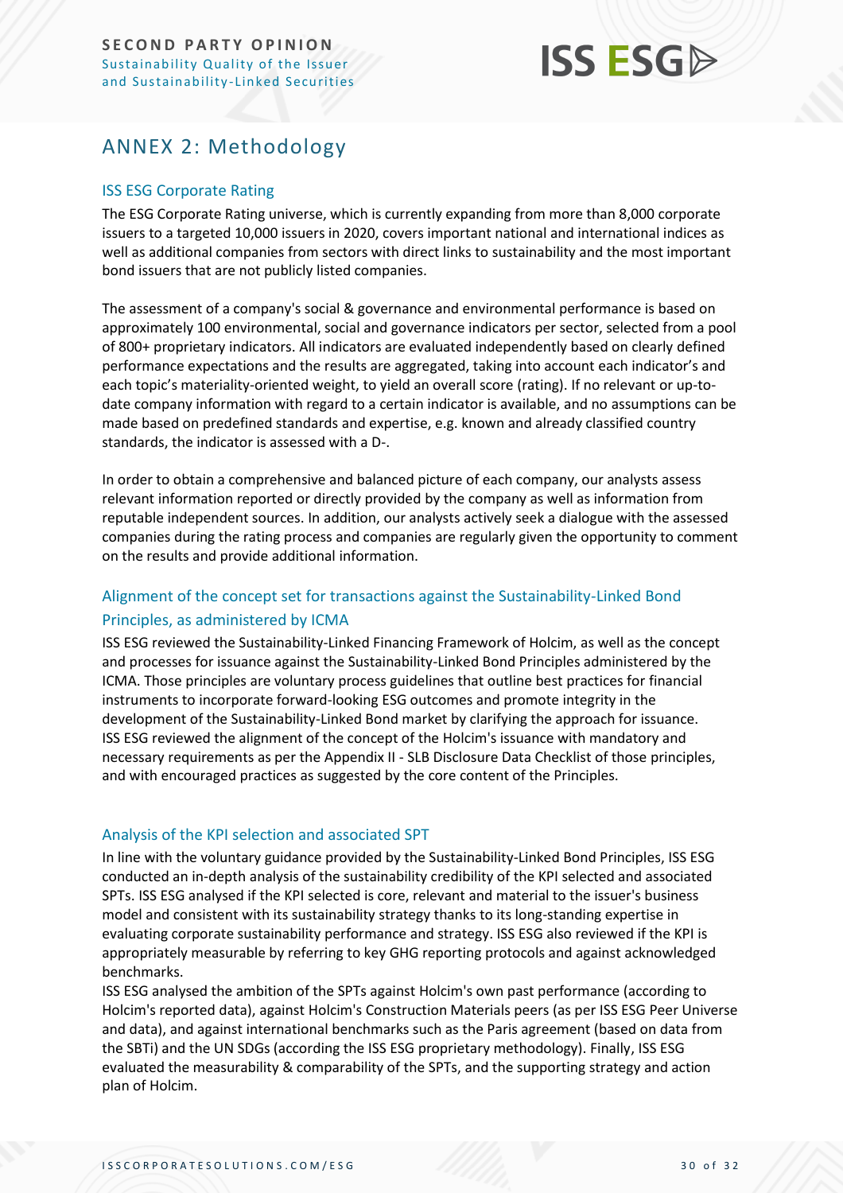# ANNEX 2: Methodology

## ISS ESG Corporate Rating

The ESG Corporate Rating universe, which is currently expanding from more than 8,000 corporate issuers to a targeted 10,000 issuers in 2020, covers important national and international indices as well as additional companies from sectors with direct links to sustainability and the most important bond issuers that are not publicly listed companies.

The assessment of a company's social & governance and environmental performance is based on approximately 100 environmental, social and governance indicators per sector, selected from a pool of 800+ proprietary indicators. All indicators are evaluated independently based on clearly defined performance expectations and the results are aggregated, taking into account each indicator's and each topic's materiality-oriented weight, to yield an overall score (rating). If no relevant or up-to-date company information with regard to a certain indicator is available, and no assumptions can be made based on predefined standards and expertise, e.g. known and already classified country standards, the indicator is assessed with a D-.

In order to obtain a comprehensive and balanced picture of each company, our analysts assess relevant information reported or directly provided by the company as well as information from reputable independent sources. In addition, our analysts actively seek a dialogue with the assessed companies during the rating process and companies are regularly given the opportunity to comment on the results and provide additional information.

## Alignment of the concept set for transactions against the Sustainability-Linked Bond Principles, as administered by ICMA

ISS ESG reviewed the Sustainability-Linked Financing Framework of Holcim, as well as the concept and processes for issuance against the Sustainability-Linked Bond Principles administered by the ICMA. Those principles are voluntary process guidelines that outline best practices for financial instruments to incorporate forward-looking ESG outcomes and promote integrity in the development of the Sustainability-Linked Bond market by clarifying the approach for issuance. ISS ESG reviewed the alignment of the concept of the Holcim's issuance with mandatory and necessary requirements as per the Appendix II - SLB Disclosure Data Checklist of those principles, and with encouraged practices as suggested by the core content of the Principles.

## Analysis of the KPI selection and associated SPT

In line with the voluntary guidance provided by the Sustainability-Linked Bond Principles, ISS ESG conducted an in-depth analysis of the sustainability credibility of the KPI selected and associated SPTs. ISS ESG analysed if the KPI selected is core, relevant and material to the issuer's business model and consistent with its sustainability strategy thanks to its long-standing expertise in evaluating corporate sustainability performance and strategy. ISS ESG also reviewed if the KPI is appropriately measurable by referring to key GHG reporting protocols and against acknowledged benchmarks.

ISS ESG analysed the ambition of the SPTs against Holcim's own past performance (according to Holcim's reported data), against Holcim's Construction Materials peers (as per ISS ESG Peer Universe and data), and against international benchmarks such as the Paris agreement (based on data from the SBTi) and the UN SDGs (according the ISS ESG proprietary methodology). Finally, ISS ESG evaluated the measurability & comparability of the SPTs, and the supporting strategy and action plan of Holcim.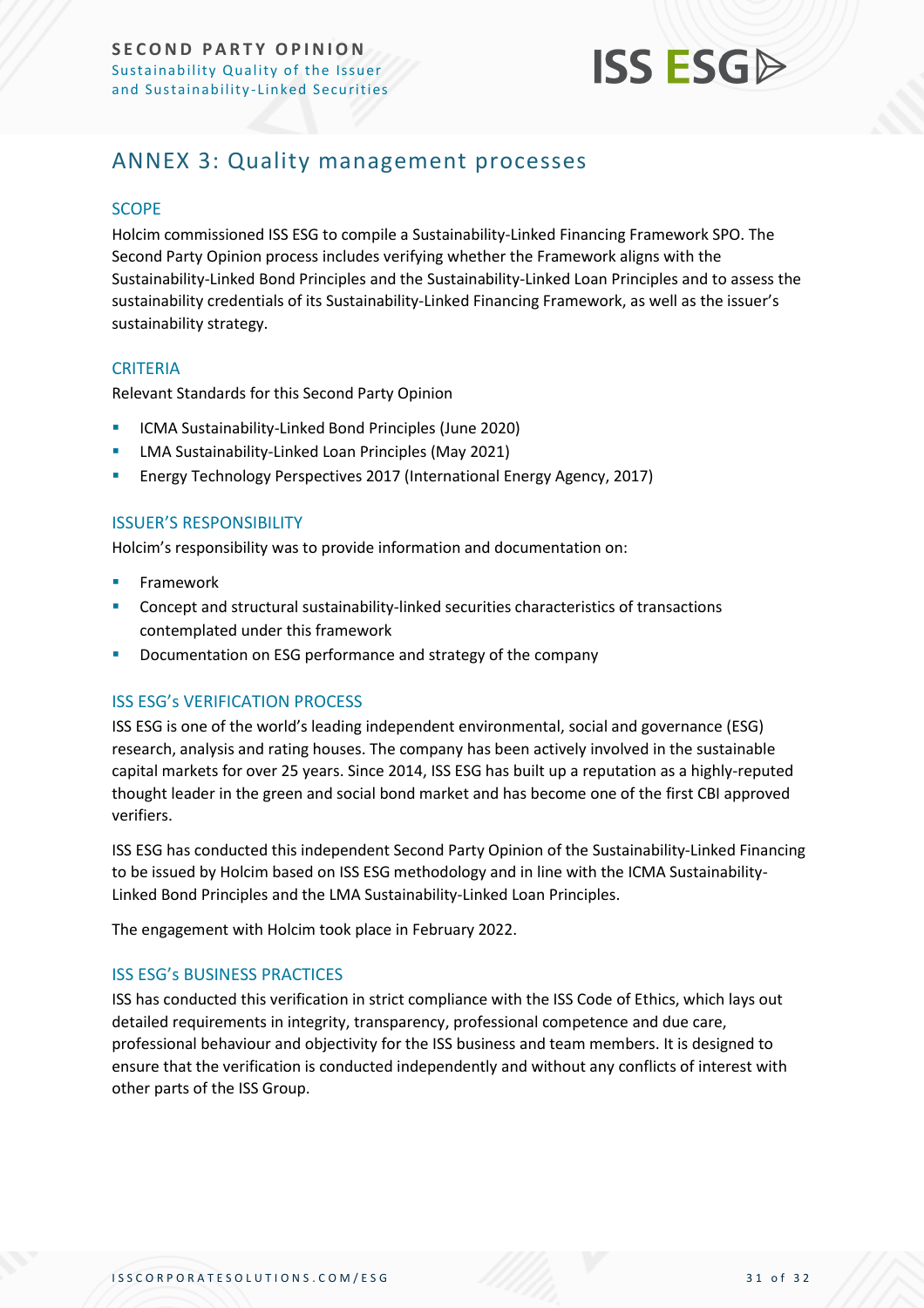# ANNEX 3: Quality management processes

## SCOPE

Holcim commissioned ISS ESG to compile a Sustainability-Linked Financing Framework SPO. The Second Party Opinion process includes verifying whether the Framework aligns with the Sustainability-Linked Bond Principles and the Sustainability-Linked Loan Principles and to assess the sustainability credentials of its Sustainability-Linked Financing Framework, as well as the issuer's sustainability strategy.

## CRITERIA

Relevant Standards for this Second Party Opinion

- ICMA Sustainability-Linked Bond Principles (June 2020)
- LMA Sustainability-Linked Loan Principles (May 2021)
- Energy Technology Perspectives 2017 (International Energy Agency, 2017)

## ISSUER'S RESPONSIBILITY

Holcim's responsibility was to provide information and documentation on:

- Framework
- Concept and structural sustainability-linked securities characteristics of transactions contemplated under this framework
- Documentation on ESG performance and strategy of the company

## ISS ESG's VERIFICATION PROCESS

ISS ESG is one of the world's leading independent environmental, social and governance (ESG) research, analysis and rating houses. The company has been actively involved in the sustainable capital markets for over 25 years. Since 2014, ISS ESG has built up a reputation as a highly-reputed thought leader in the green and social bond market and has become one of the first CBI approved verifiers.

ISS ESG has conducted this independent Second Party Opinion of the Sustainability-Linked Financing to be issued by Holcim based on ISS ESG methodology and in line with the ICMA Sustainability-Linked Bond Principles and the LMA Sustainability-Linked Loan Principles.

The engagement with Holcim took place in February 2022.

## ISS ESG's BUSINESS PRACTICES

ISS has conducted this verification in strict compliance with the ISS Code of Ethics, which lays out detailed requirements in integrity, transparency, professional competence and due care, professional behaviour and objectivity for the ISS business and team members. It is designed to ensure that the verification is conducted independently and without any conflicts of interest with other parts of the ISS Group.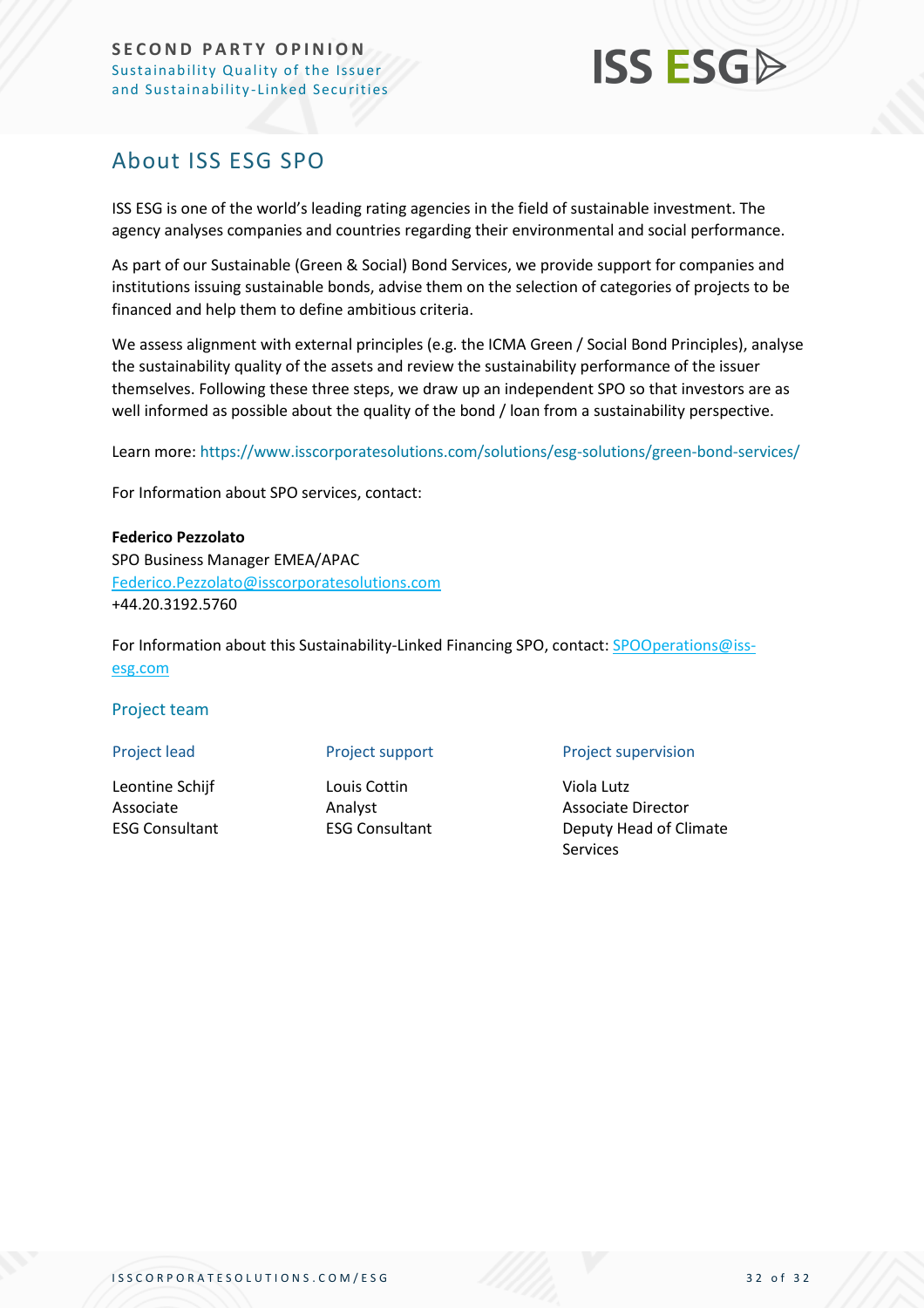## About ISS ESG SPO

ISS ESG is one of the world's leading rating agencies in the field of sustainable investment. The agency analyses companies and countries regarding their environmental and social performance.

As part of our Sustainable (Green & Social) Bond Services, we provide support for companies and institutions issuing sustainable bonds, advise them on the selection of categories of projects to be financed and help them to define ambitious criteria.

We assess alignment with external principles (e.g. the ICMA Green / Social Bond Principles), analyse the sustainability quality of the assets and review the sustainability performance of the issuer themselves. Following these three steps, we draw up an independent SPO so that investors are as well informed as possible about the quality of the bond / loan from a sustainability perspective.

Learn more: https://www.isscorporatesolutions.com/solutions/esg-solutions/green-bond-services/

For Information about SPO services, contact:

**Federico Pezzolato**
SPO Business Manager EMEA/APAC
Federico.Pezzolato@isscorporatesolutions.com
+44.20.3192.5760

For Information about this Sustainability-Linked Financing SPO, contact: SPOOperations@iss-esg.com

### Project team

| Project lead | Project support | Project supervision |
|---|---|---|
| Leontine Schijf<br>Associate<br>ESG Consultant | Louis Cottin<br>Analyst<br>ESG Consultant | Viola Lutz<br>Associate Director<br>Deputy Head of Climate Services |